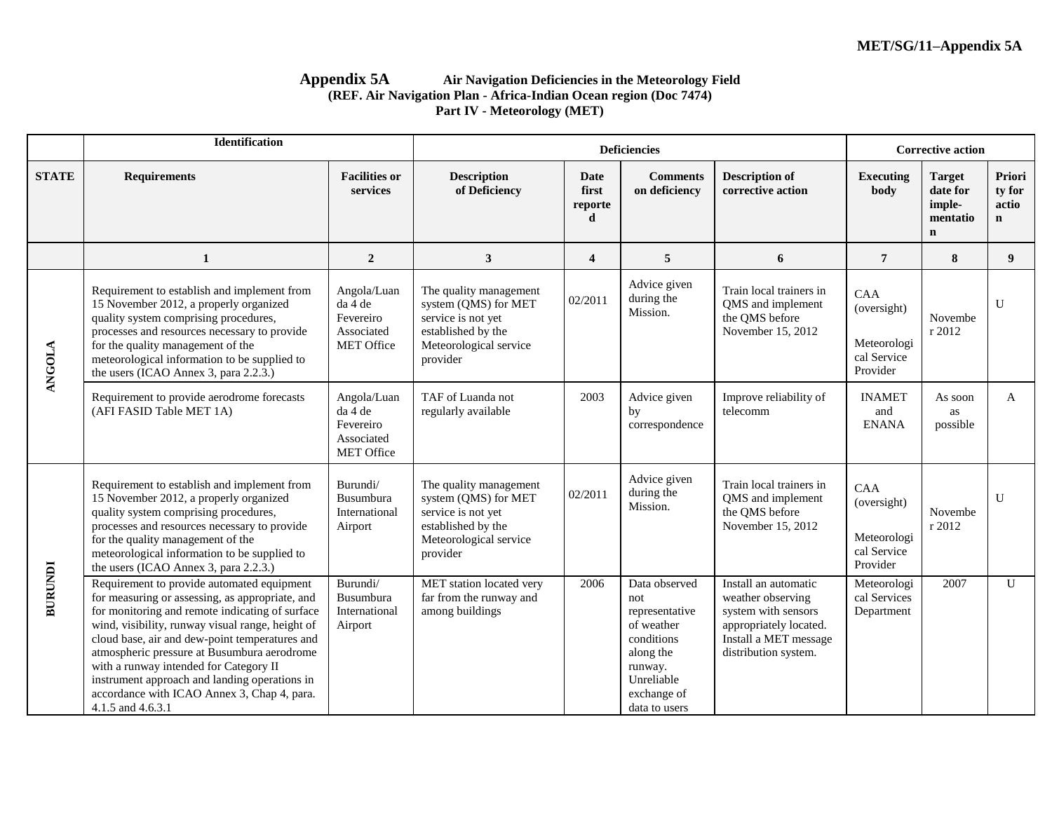# Appendix 5A Air Navigation Deficiencies in the Meteorology Field

**(REF. Air Navigation Plan - Africa-Indian Ocean region (Doc 7474)**
**Part IV - Meteorology (MET)**

| | Identification | | Deficiencies | | | | Corrective action | | |
|---|---|---|---|---|---|---|---|---|---|
| **STATE** | **Requirements** | **Facilities or services** | **Description of Deficiency** | **Date first reported** | **Comments on deficiency** | **Description of corrective action** | **Executing body** | **Target date for imple-mentation** | **Priority for action** |
| | **1** | **2** | **3** | **4** | **5** | **6** | **7** | **8** | **9** |
| **ANGOLA** | Requirement to establish and implement from 15 November 2012, a properly organized quality system comprising procedures, processes and resources necessary to provide for the quality management of the meteorological information to be supplied to the users (ICAO Annex 3, para 2.2.3.) | Angola/Luanda 4 de Fevereiro Associated MET Office | The quality management system (QMS) for MET service is not yet established by the Meteorological service provider | 02/2011 | Advice given during the Mission. | Train local trainers in QMS and implement the QMS before November 15, 2012 | CAA (oversight)<br><br>Meteorological Service Provider | November 2012 | U |
| | Requirement to provide aerodrome forecasts (AFI FASID Table MET 1A) | Angola/Luanda 4 de Fevereiro Associated MET Office | TAF of Luanda not regularly available | 2003 | Advice given by correspondence | Improve reliability of telecomm | INAMET and ENANA | As soon as possible | A |
| **BURUNDI** | Requirement to establish and implement from 15 November 2012, a properly organized quality system comprising procedures, processes and resources necessary to provide for the quality management of the meteorological information to be supplied to the users (ICAO Annex 3, para 2.2.3.) | Burundi/ Busumbura International Airport | The quality management system (QMS) for MET service is not yet established by the Meteorological service provider | 02/2011 | Advice given during the Mission. | Train local trainers in QMS and implement the QMS before November 15, 2012 | CAA (oversight)<br><br>Meteorological Service Provider | November 2012 | U |
| | Requirement to provide automated equipment for measuring or assessing, as appropriate, and for monitoring and remote indicating of surface wind, visibility, runway visual range, height of cloud base, air and dew-point temperatures and atmospheric pressure at Busumbura aerodrome with a runway intended for Category II instrument approach and landing operations in accordance with ICAO Annex 3, Chap 4, para. 4.1.5 and 4.6.3.1 | Burundi/ Busumbura International Airport | MET station located very far from the runway and among buildings | 2006 | Data observed not representative of weather conditions along the runway. Unreliable exchange of data to users | Install an automatic weather observing system with sensors appropriately located. Install a MET message distribution system. | Meteorological Services Department | 2007 | U |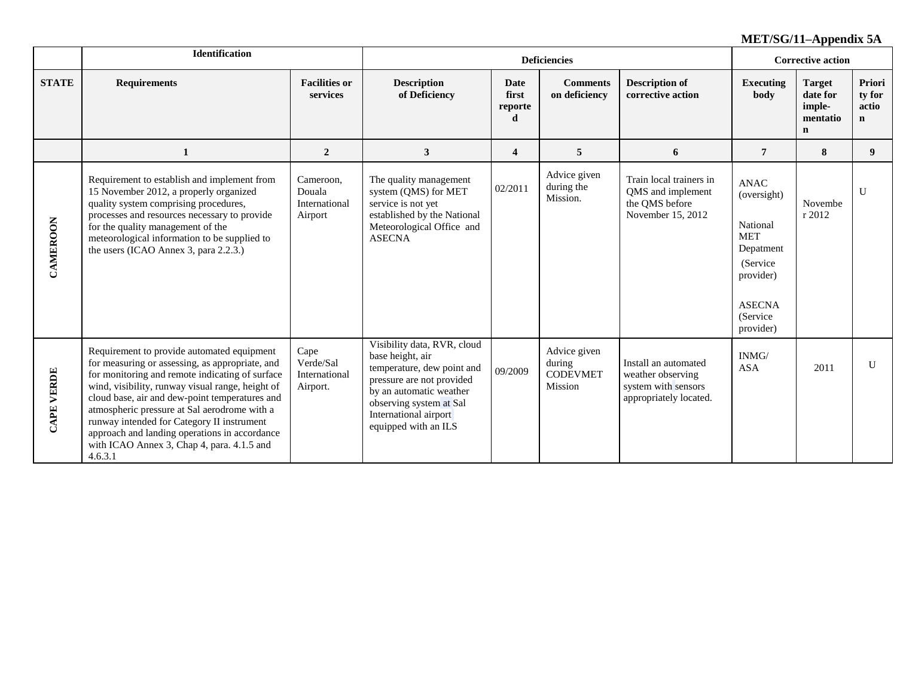MET/SG/11–Appendix 5A

| | Identification | | Deficiencies | | | | Corrective action | | |
|---|---|---|---|---|---|---|---|---|---|
| **STATE** | **Requirements** | **Facilities or services** | **Description of Deficiency** | **Date first reported** | **Comments on deficiency** | **Description of corrective action** | **Executing body** | **Target date for imple-mentation** | **Priority for action** |
| | **1** | **2** | **3** | **4** | **5** | **6** | **7** | **8** | **9** |
| **CAMEROON** | Requirement to establish and implement from 15 November 2012, a properly organized quality system comprising procedures, processes and resources necessary to provide for the quality management of the meteorological information to be supplied to the users (ICAO Annex 3, para 2.2.3.) | Cameroon, Douala International Airport | The quality management system (QMS) for MET service is not yet established by the National Meteorological Office and ASECNA | 02/2011 | Advice given during the Mission. | Train local trainers in QMS and implement the QMS before November 15, 2012 | ANAC (oversight) National MET Depatment (Service provider) ASECNA (Service provider) | November 2012 | U |
| **CAPE VERDE** | Requirement to provide automated equipment for measuring or assessing, as appropriate, and for monitoring and remote indicating of surface wind, visibility, runway visual range, height of cloud base, air and dew-point temperatures and atmospheric pressure at Sal aerodrome with a runway intended for Category II instrument approach and landing operations in accordance with ICAO Annex 3, Chap 4, para. 4.1.5 and 4.6.3.1 | Cape Verde/Sal International Airport. | Visibility data, RVR, cloud base height, air temperature, dew point and pressure are not provided by an automatic weather observing system at Sal International airport equipped with an ILS | 09/2009 | Advice given during CODEVMET Mission | Install an automated weather observing system with sensors appropriately located. | INMG/ ASA | 2011 | U |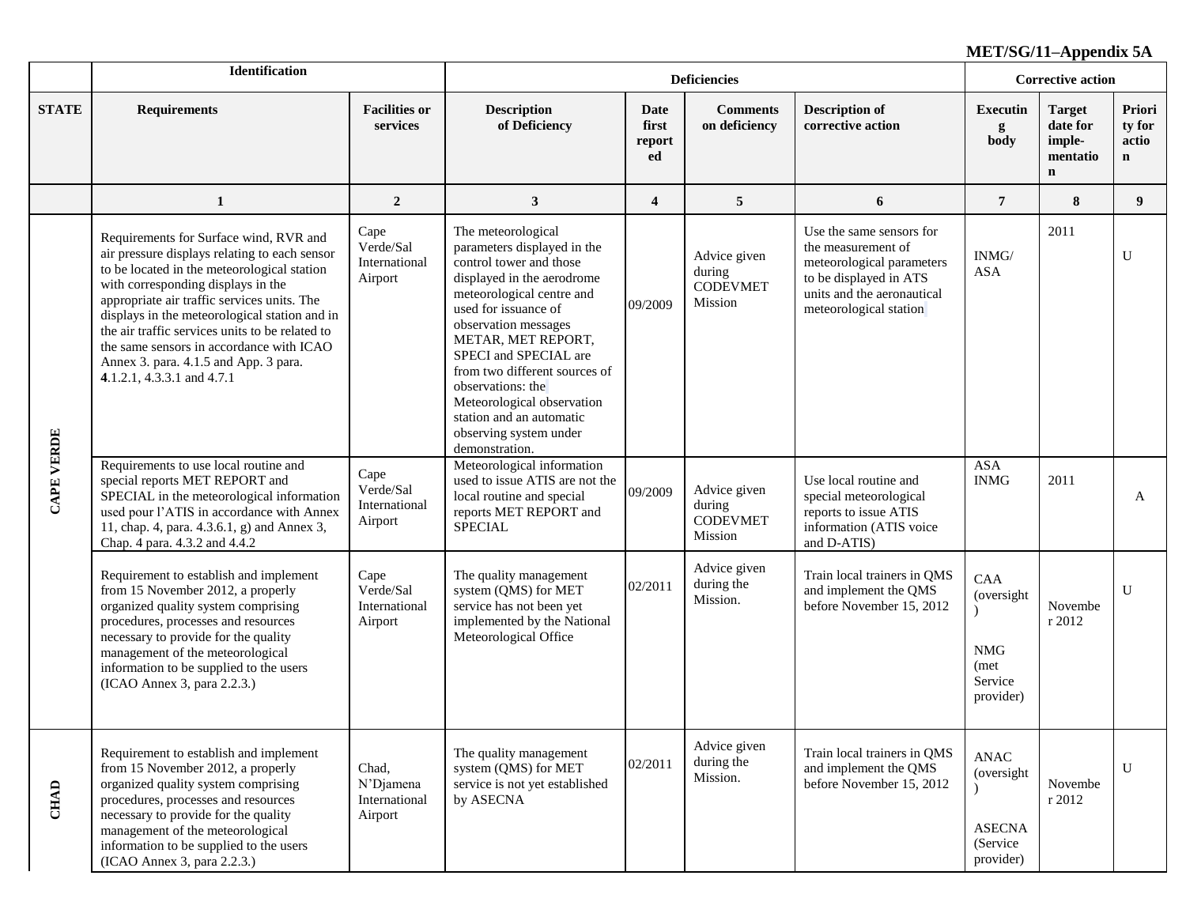MET/SG/11–Appendix 5A

| | Identification | | Deficiencies | | | | Corrective action | | |
|---|---|---|---|---|---|---|---|---|---|
| STATE | Requirements | Facilities or services | Description of Deficiency | Date first reported | Comments on deficiency | Description of corrective action | Executing body | Target date for imple-mentation | Priority for action |
| | 1 | 2 | 3 | 4 | 5 | 6 | 7 | 8 | 9 |
| CAPE VERDE | Requirements for Surface wind, RVR and air pressure displays relating to each sensor to be located in the meteorological station with corresponding displays in the appropriate air traffic services units. The displays in the meteorological station and in the air traffic services units to be related to the same sensors in accordance with ICAO Annex 3. para. 4.1.5 and App. 3 para. **4**.1.2.1, 4.3.3.1 and 4.7.1 | Cape Verde/Sal International Airport | The meteorological parameters displayed in the control tower and those displayed in the aerodrome meteorological centre and used for issuance of observation messages METAR, MET REPORT, SPECI and SPECIAL are from two different sources of observations: the Meteorological observation station and an automatic observing system under demonstration. | 09/2009 | Advice given during CODEVMET Mission | Use the same sensors for the measurement of meteorological parameters to be displayed in ATS units and the aeronautical meteorological station | INMG/ ASA | 2011 | U |
| | Requirements to use local routine and special reports MET REPORT and SPECIAL in the meteorological information used pour l'ATIS in accordance with Annex 11, chap. 4, para. 4.3.6.1, g) and Annex 3, Chap. 4 para. 4.3.2 and 4.4.2 | Cape Verde/Sal International Airport | Meteorological information used to issue ATIS are not the local routine and special reports MET REPORT and SPECIAL | 09/2009 | Advice given during CODEVMET Mission | Use local routine and special meteorological reports to issue ATIS information (ATIS voice and D-ATIS) | ASA INMG | 2011 | A |
| | Requirement to establish and implement from 15 November 2012, a properly organized quality system comprising procedures, processes and resources necessary to provide for the quality management of the meteorological information to be supplied to the users (ICAO Annex 3, para 2.2.3.) | Cape Verde/Sal International Airport | The quality management system (QMS) for MET service has not been yet implemented by the National Meteorological Office | 02/2011 | Advice given during the Mission. | Train local trainers in QMS and implement the QMS before November 15, 2012 | CAA (oversight) NMG (met Service provider) | November 2012 | U |
| CHAD | Requirement to establish and implement from 15 November 2012, a properly organized quality system comprising procedures, processes and resources necessary to provide for the quality management of the meteorological information to be supplied to the users (ICAO Annex 3, para 2.2.3.) | Chad, N'Djamena International Airport | The quality management system (QMS) for MET service is not yet established by ASECNA | 02/2011 | Advice given during the Mission. | Train local trainers in QMS and implement the QMS before November 15, 2012 | ANAC (oversight) ASECNA (Service provider) | November 2012 | U |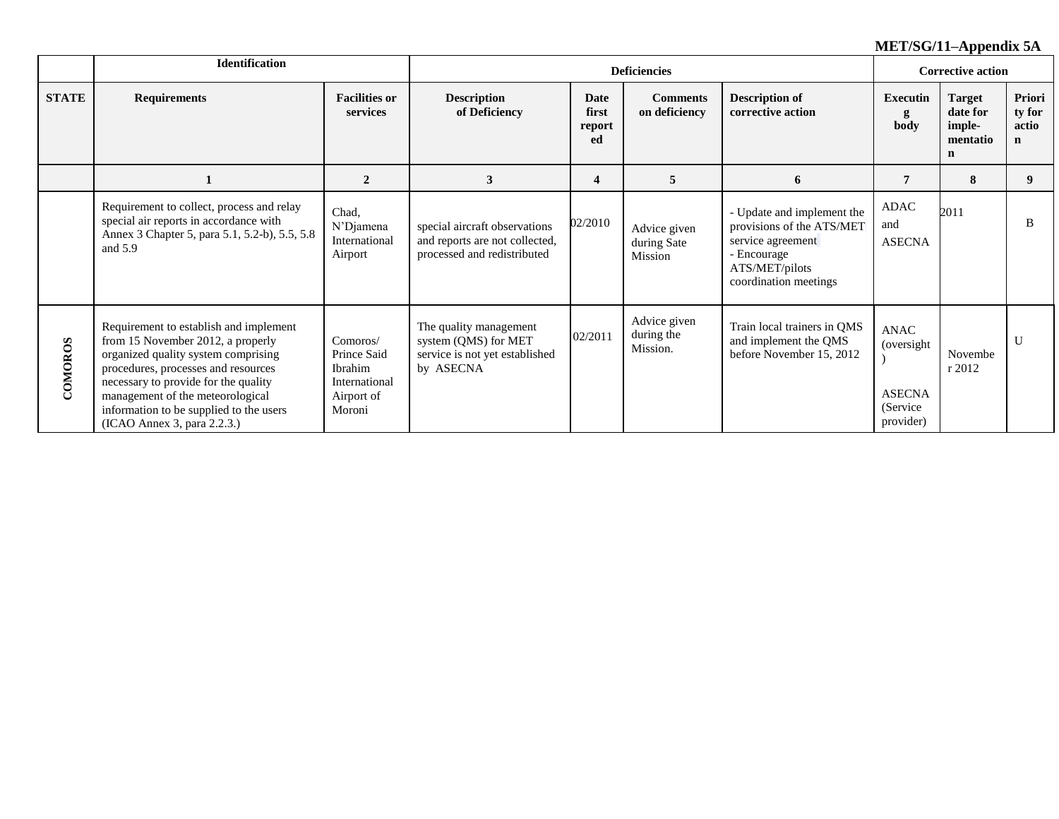**MET/SG/11–Appendix 5A**

| | Identification | | Deficiencies | | | Corrective action | | | |
|---|---|---|---|---|---|---|---|---|---|
| **STATE** | **Requirements** | **Facilities or services** | **Description of Deficiency** | **Date first reported** | **Comments on deficiency** | **Description of corrective action** | **Executing body** | **Target date for imple-mentation** | **Priority for action** |
| | **1** | **2** | **3** | **4** | **5** | **6** | **7** | **8** | **9** |
| | Requirement to collect, process and relay special air reports in accordance with Annex 3 Chapter 5, para 5.1, 5.2-b), 5.5, 5.8 and 5.9 | Chad, N'Djamena International Airport | special aircraft observations and reports are not collected, processed and redistributed | 02/2010 | Advice given during Sate Mission | - Update and implement the provisions of the ATS/MET service agreement<br>- Encourage ATS/MET/pilots coordination meetings | ADAC and ASECNA | 2011 | B |
| **COMOROS** | Requirement to establish and implement from 15 November 2012, a properly organized quality system comprising procedures, processes and resources necessary to provide for the quality management of the meteorological information to be supplied to the users (ICAO Annex 3, para 2.2.3.) | Comoros/ Prince Said Ibrahim International Airport of Moroni | The quality management system (QMS) for MET service is not yet established by ASECNA | 02/2011 | Advice given during the Mission. | Train local trainers in QMS and implement the QMS before November 15, 2012 | ANAC (oversight)<br><br>ASECNA (Service provider) | November 2012 | U |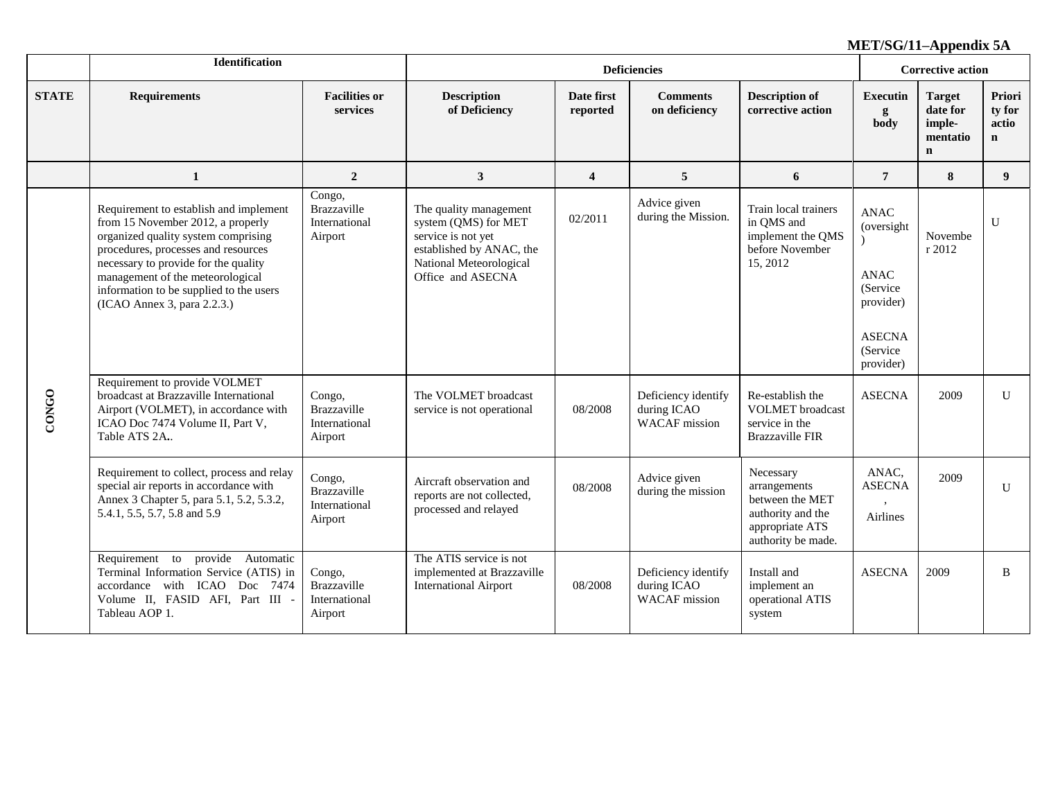**MET/SG/11–Appendix 5A**

| | Identification | | Deficiencies | | | | Corrective action | | |
|---|---|---|---|---|---|---|---|---|---|
| **STATE** | **Requirements** | **Facilities or services** | **Description of Deficiency** | **Date first reported** | **Comments on deficiency** | **Description of corrective action** | **Executing body** | **Target date for implementation** | **Priority for action** |
| | **1** | **2** | **3** | **4** | **5** | **6** | **7** | **8** | **9** |
| **CONGO** | Requirement to establish and implement from 15 November 2012, a properly organized quality system comprising procedures, processes and resources necessary to provide for the quality management of the meteorological information to be supplied to the users (ICAO Annex 3, para 2.2.3.) | Congo, Brazzaville International Airport | The quality management system (QMS) for MET service is not yet established by ANAC, the National Meteorological Office and ASECNA | 02/2011 | Advice given during the Mission. | Train local trainers in QMS and implement the QMS before November 15, 2012 | ANAC (oversight) ANAC (Service provider) ASECNA (Service provider) | November 2012 | U |
| | Requirement to provide VOLMET broadcast at Brazzaville International Airport (VOLMET), in accordance with ICAO Doc 7474 Volume II, Part V, Table ATS 2A.. | Congo, Brazzaville International Airport | The VOLMET broadcast service is not operational | 08/2008 | Deficiency identify during ICAO WACAF mission | Re-establish the VOLMET broadcast service in the Brazzaville FIR | ASECNA | 2009 | U |
| | Requirement to collect, process and relay special air reports in accordance with Annex 3 Chapter 5, para 5.1, 5.2, 5.3.2, 5.4.1, 5.5, 5.7, 5.8 and 5.9 | Congo, Brazzaville International Airport | Aircraft observation and reports are not collected, processed and relayed | 08/2008 | Advice given during the mission | Necessary arrangements between the MET authority and the appropriate ATS authority be made. | ANAC, ASECNA, Airlines | 2009 | U |
| | Requirement to provide Automatic Terminal Information Service (ATIS) in accordance with ICAO Doc 7474 Volume II, FASID AFI, Part III - Tableau AOP 1. | Congo, Brazzaville International Airport | The ATIS service is not implemented at Brazzaville International Airport | 08/2008 | Deficiency identify during ICAO WACAF mission | Install and implement an operational ATIS system | ASECNA | 2009 | B |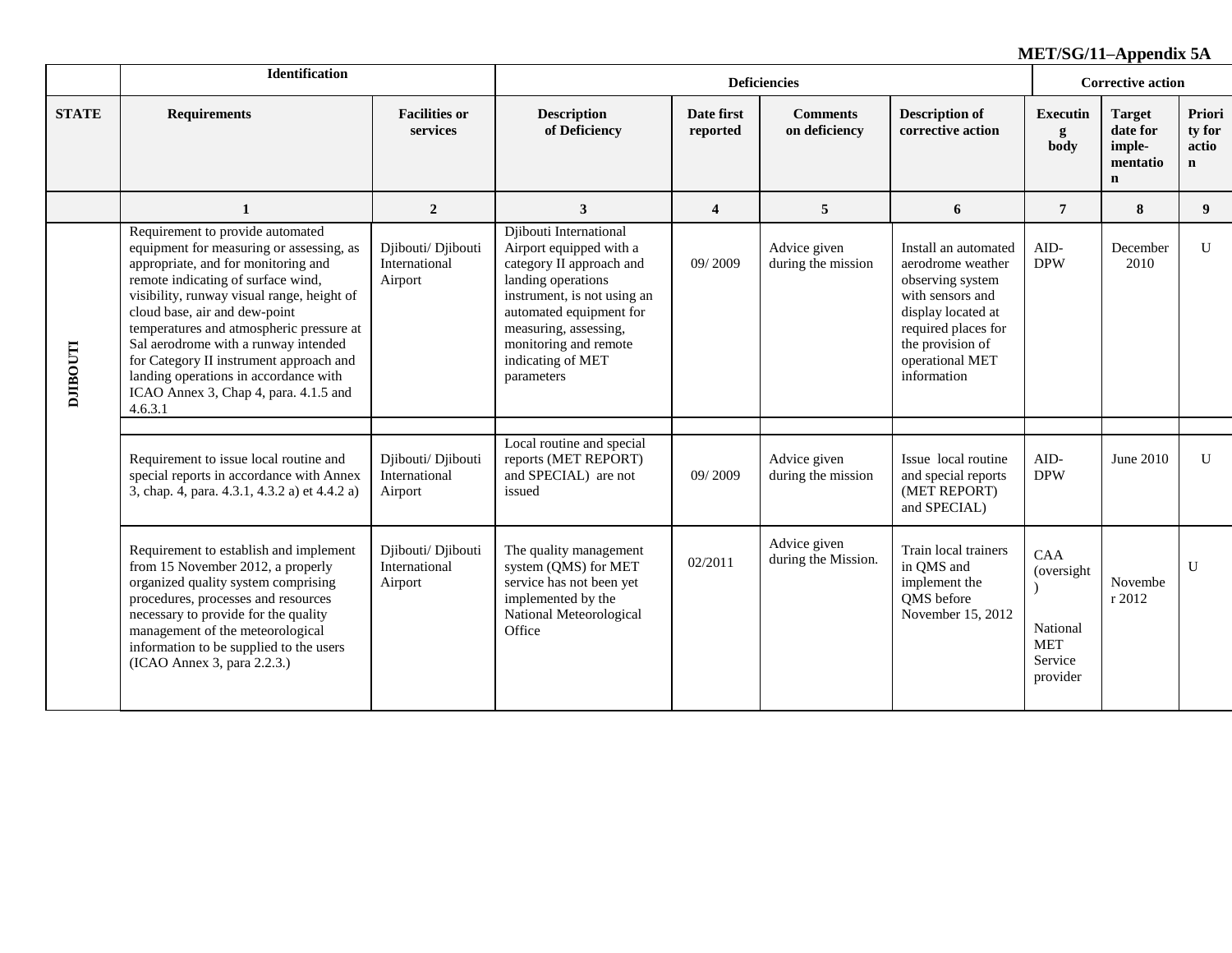**MET/SG/11–Appendix 5A**

| | Identification | | Deficiencies | | | | Corrective action | | |
|---|---|---|---|---|---|---|---|---|---|
| STATE | Requirements | Facilities or services | Description of Deficiency | Date first reported | Comments on deficiency | Description of corrective action | Executing body | Target date for imple-mentation | Priority for action |
| | 1 | 2 | 3 | 4 | 5 | 6 | 7 | 8 | 9 |
| DJIBOUTI | Requirement to provide automated equipment for measuring or assessing, as appropriate, and for monitoring and remote indicating of surface wind, visibility, runway visual range, height of cloud base, air and dew-point temperatures and atmospheric pressure at Sal aerodrome with a runway intended for Category II instrument approach and landing operations in accordance with ICAO Annex 3, Chap 4, para. 4.1.5 and 4.6.3.1 | Djibouti/ Djibouti International Airport | Djibouti International Airport equipped with a category II approach and landing operations instrument, is not using an automated equipment for measuring, assessing, monitoring and remote indicating of MET parameters | 09/ 2009 | Advice given during the mission | Install an automated aerodrome weather observing system with sensors and display located at required places for the provision of operational MET information | AID-DPW | December 2010 | U |
| | Requirement to issue local routine and special reports in accordance with Annex 3, chap. 4, para. 4.3.1, 4.3.2 a) et 4.4.2 a) | Djibouti/ Djibouti International Airport | Local routine and special reports (MET REPORT) and SPECIAL) are not issued | 09/ 2009 | Advice given during the mission | Issue local routine and special reports (MET REPORT) and SPECIAL) | AID-DPW | June 2010 | U |
| | Requirement to establish and implement from 15 November 2012, a properly organized quality system comprising procedures, processes and resources necessary to provide for the quality management of the meteorological information to be supplied to the users (ICAO Annex 3, para 2.2.3.) | Djibouti/ Djibouti International Airport | The quality management system (QMS) for MET service has not been yet implemented by the National Meteorological Office | 02/2011 | Advice given during the Mission. | Train local trainers in QMS and implement the QMS before November 15, 2012 | CAA (oversight) National MET Service provider | November 2012 | U |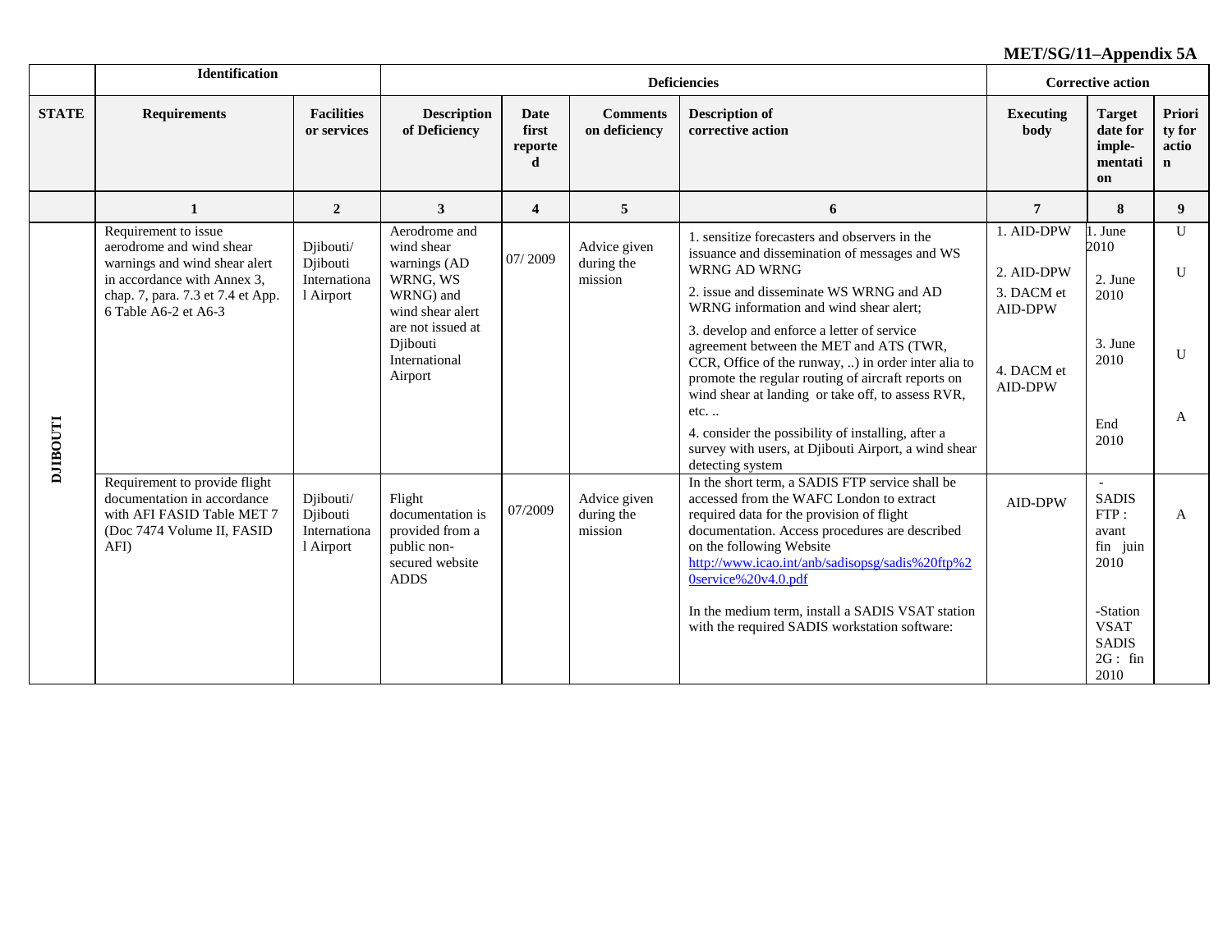**MET/SG/11–Appendix 5A**

| | Identification | | Deficiencies | | | | Corrective action | | |
|---|---|---|---|---|---|---|---|---|---|
| **STATE** | **Requirements** | **Facilities or services** | **Description of Deficiency** | **Date first reported** | **Comments on deficiency** | **Description of corrective action** | **Executing body** | **Target date for imple-mentation** | **Priority for action** |
| | **1** | **2** | **3** | **4** | **5** | **6** | **7** | **8** | **9** |
| **DJIBOUTI** | Requirement to issue aerodrome and wind shear warnings and wind shear alert in accordance with Annex 3, chap. 7, para. 7.3 et 7.4 et App. 6 Table A6-2 et A6-3 | Djibouti/ Djibouti International Airport | Aerodrome and wind shear warnings (AD WRNG, WS WRNG) and wind shear alert are not issued at Djibouti International Airport | 07/ 2009 | Advice given during the mission | 1. sensitize forecasters and observers in the issuance and dissemination of messages and WS WRNG AD WRNG<br>2. issue and disseminate WS WRNG and AD WRNG information and wind shear alert;<br>3. develop and enforce a letter of service agreement between the MET and ATS (TWR, CCR, Office of the runway, ..) in order inter alia to promote the regular routing of aircraft reports on wind shear at landing or take off, to assess RVR, etc. ..<br>4. consider the possibility of installing, after a survey with users, at Djibouti Airport, a wind shear detecting system | 1. AID-DPW<br>2. AID-DPW<br>3. DACM et AID-DPW<br>4. DACM et AID-DPW | 1. June 2010<br>2. June 2010<br>3. June 2010<br>End 2010 | U<br>U<br>U<br>A |
| | Requirement to provide flight documentation in accordance with AFI FASID Table MET 7 (Doc 7474 Volume II, FASID AFI) | Djibouti/ Djibouti International Airport | Flight documentation is provided from a public non-secured website ADDS | 07/2009 | Advice given during the mission | In the short term, a SADIS FTP service shall be accessed from the WAFC London to extract required data for the provision of flight documentation. Access procedures are described on the following Website http://www.icao.int/anb/sadisopsg/sadis%20ftp%20service%20v4.0.pdf<br><br>In the medium term, install a SADIS VSAT station with the required SADIS workstation software: | - SADIS FTP : avant fin juin 2010<br><br>-Station VSAT SADIS 2G : fin 2010 | AID-DPW | A |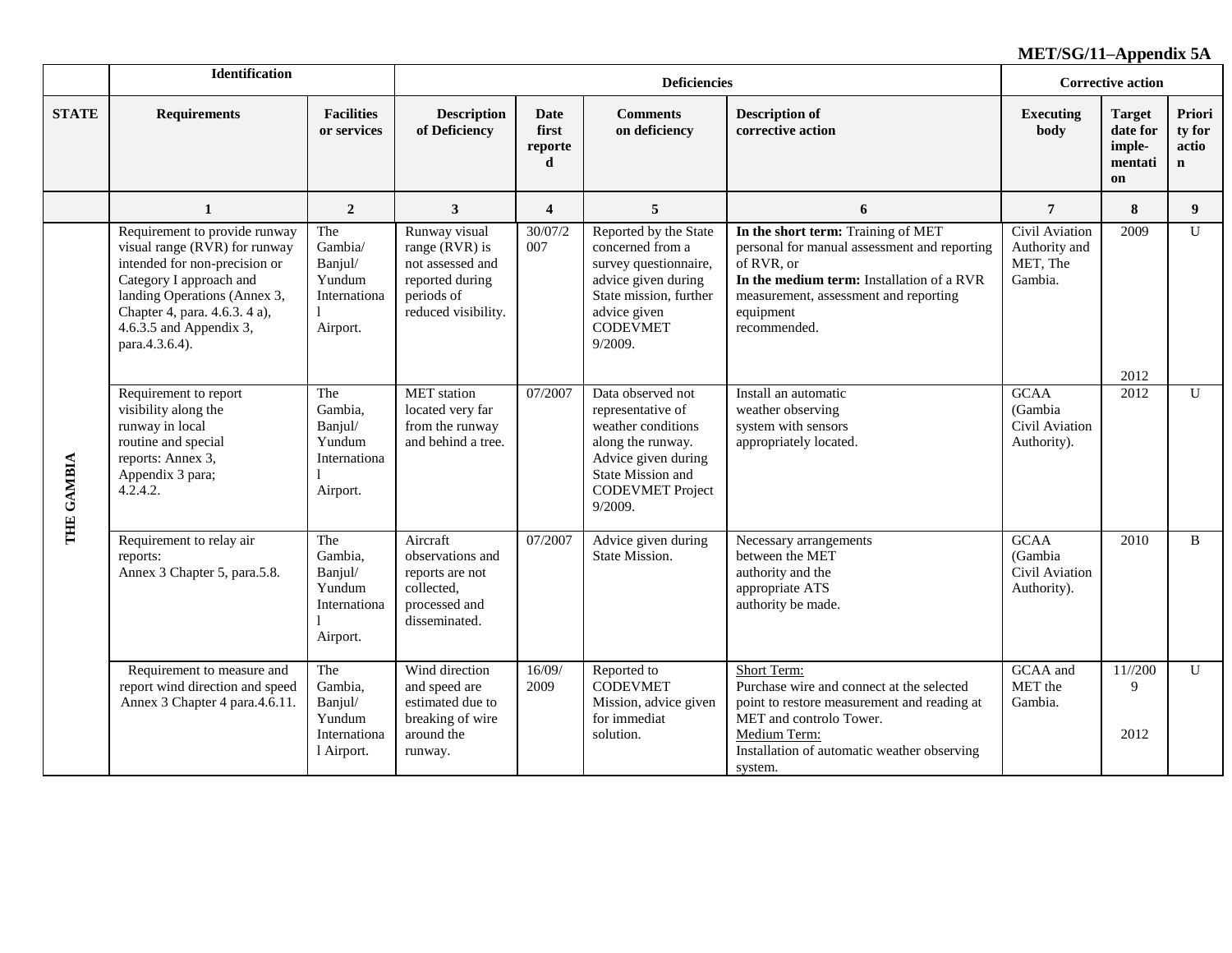**MET/SG/11–Appendix 5A**

| | Identification | | Deficiencies | | | Corrective action | | | |
|---|---|---|---|---|---|---|---|---|---|
| **STATE** | **Requirements** | **Facilities or services** | **Description of Deficiency** | **Date first reported** | **Comments on deficiency** | **Description of corrective action** | **Executing body** | **Target date for imple-mentation** | **Priority for action** |
| | **1** | **2** | **3** | **4** | **5** | **6** | **7** | **8** | **9** |
| **THE GAMBIA** | Requirement to provide runway visual range (RVR) for runway intended for non-precision or Category I approach and landing Operations (Annex 3, Chapter 4, para. 4.6.3. 4 a), 4.6.3.5 and Appendix 3, para.4.3.6.4). | The Gambia/ Banjul/ Yundum International Airport. | Runway visual range (RVR) is not assessed and reported during periods of reduced visibility. | 30/07/2007 | Reported by the State concerned from a survey questionnaire, advice given during State mission, further advice given CODEVMET 9/2009. | **In the short term:** Training of MET personal for manual assessment and reporting of RVR, or<br>**In the medium term:** Installation of a RVR measurement, assessment and reporting equipment recommended. | Civil Aviation Authority and MET, The Gambia. | 2009<br><br>2012 | U |
| | Requirement to report visibility along the runway in local routine and special reports: Annex 3, Appendix 3 para; 4.2.4.2. | The Gambia, Banjul/ Yundum International Airport. | MET station located very far from the runway and behind a tree. | 07/2007 | Data observed not representative of weather conditions along the runway. Advice given during State Mission and CODEVMET Project 9/2009. | Install an automatic weather observing system with sensors appropriately located. | GCAA (Gambia Civil Aviation Authority). | 2012 | U |
| | Requirement to relay air reports: Annex 3 Chapter 5, para.5.8. | The Gambia, Banjul/ Yundum International Airport. | Aircraft observations and reports are not collected, processed and disseminated. | 07/2007 | Advice given during State Mission. | Necessary arrangements between the MET authority and the appropriate ATS authority be made. | GCAA (Gambia Civil Aviation Authority). | 2010 | B |
| | Requirement to measure and report wind direction and speed Annex 3 Chapter 4 para.4.6.11. | The Gambia, Banjul/ Yundum International Airport. | Wind direction and speed are estimated due to breaking of wire around the runway. | 16/09/2009 | Reported to CODEVMET Mission, advice given for immediat solution. | Short Term:<br>Purchase wire and connect at the selected point to restore measurement and reading at MET and controlo Tower.<br>Medium Term:<br>Installation of automatic weather observing system. | GCAA and MET the Gambia. | 11//2009<br><br>2012 | U |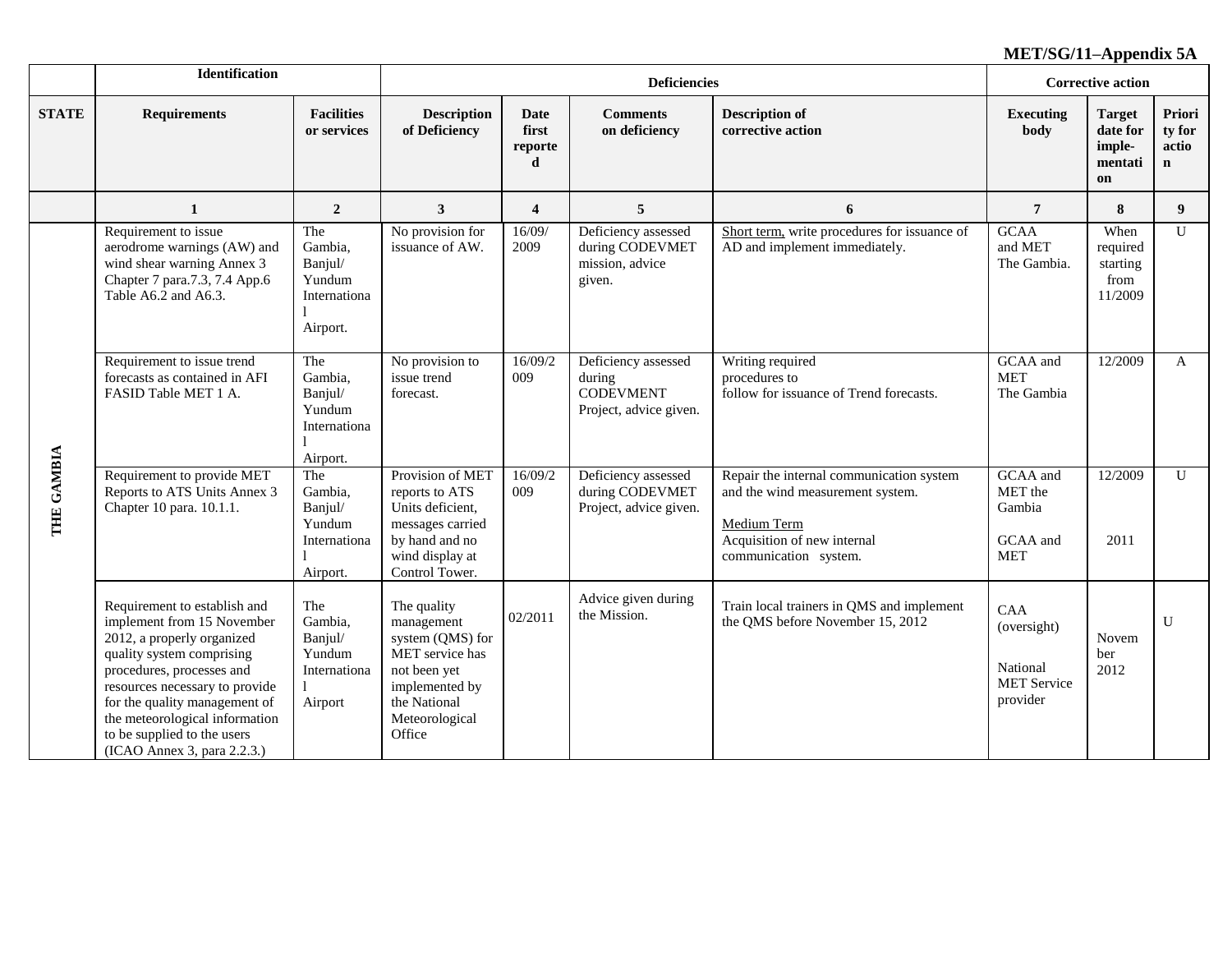**MET/SG/11–Appendix 5A**

| | Identification | | Deficiencies | | | | Corrective action | | |
|---|---|---|---|---|---|---|---|---|---|
| **STATE** | **Requirements** | **Facilities or services** | **Description of Deficiency** | **Date first reported** | **Comments on deficiency** | **Description of corrective action** | **Executing body** | **Target date for implementation** | **Priority for action** |
| | **1** | **2** | **3** | **4** | **5** | **6** | **7** | **8** | **9** |
| **THE GAMBIA** | Requirement to issue aerodrome warnings (AW) and wind shear warning Annex 3 Chapter 7 para.7.3, 7.4 App.6 Table A6.2 and A6.3. | The Gambia, Banjul/ Yundum International Airport. | No provision for issuance of AW. | 16/09/2009 | Deficiency assessed during CODEVMET mission, advice given. | Short term, write procedures for issuance of AD and implement immediately. | GCAA and MET The Gambia. | When required starting from 11/2009 | U |
| | Requirement to issue trend forecasts as contained in AFI FASID Table MET 1 A. | The Gambia, Banjul/ Yundum International Airport. | No provision to issue trend forecast. | 16/09/2009 | Deficiency assessed during CODEVMENT Project, advice given. | Writing required procedures to follow for issuance of Trend forecasts. | GCAA and MET The Gambia | 12/2009 | A |
| | Requirement to provide MET Reports to ATS Units Annex 3 Chapter 10 para. 10.1.1. | The Gambia, Banjul/ Yundum International Airport. | Provision of MET reports to ATS Units deficient, messages carried by hand and no wind display at Control Tower. | 16/09/2009 | Deficiency assessed during CODEVMET Project, advice given. | Repair the internal communication system and the wind measurement system.<br><br>Medium Term<br>Acquisition of new internal communication system. | GCAA and MET the Gambia<br><br>GCAA and MET | 12/2009<br><br>2011 | U |
| | Requirement to establish and implement from 15 November 2012, a properly organized quality system comprising procedures, processes and resources necessary to provide for the quality management of the meteorological information to be supplied to the users (ICAO Annex 3, para 2.2.3.) | The Gambia, Banjul/ Yundum International Airport | The quality management system (QMS) for MET service has not been yet implemented by the National Meteorological Office | 02/2011 | Advice given during the Mission. | Train local trainers in QMS and implement the QMS before November 15, 2012 | CAA (oversight)<br><br>National MET Service provider | November 2012 | U |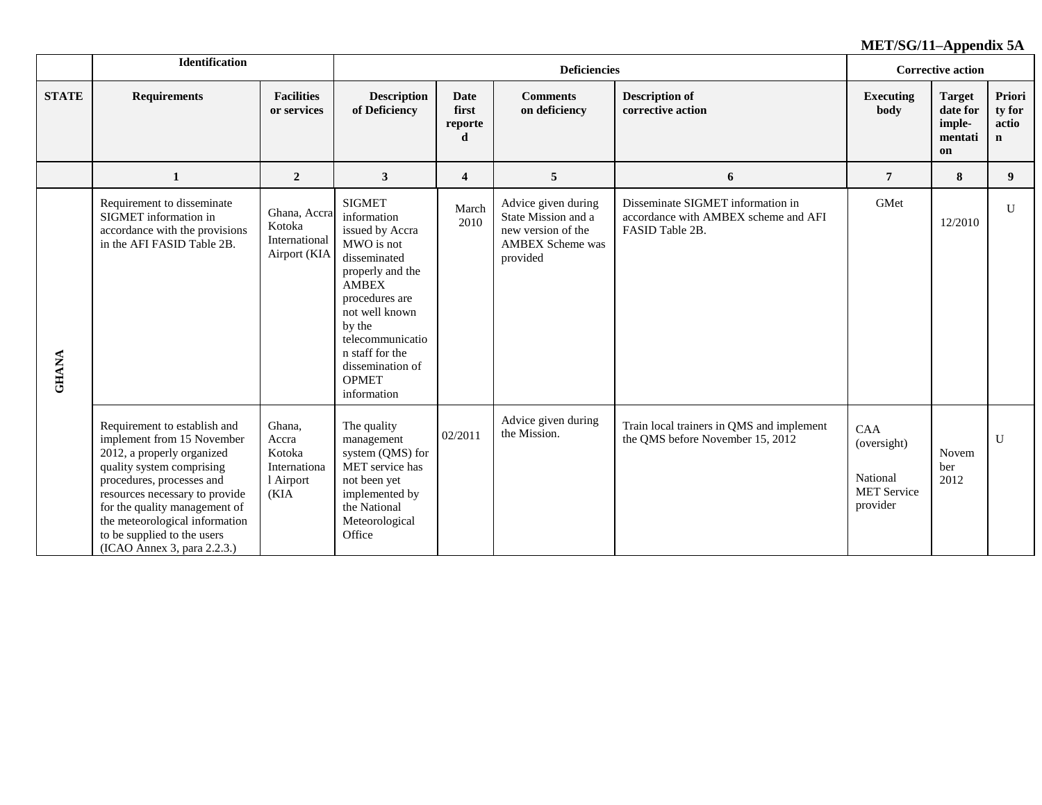**MET/SG/11–Appendix 5A**

| | Identification | | Deficiencies | | | | Corrective action | | |
|---|---|---|---|---|---|---|---|---|---|
| **STATE** | **Requirements** | **Facilities or services** | **Description of Deficiency** | **Date first reported** | **Comments on deficiency** | **Description of corrective action** | **Executing body** | **Target date for imple-mentation** | **Priority for action** |
| | **1** | **2** | **3** | **4** | **5** | **6** | **7** | **8** | **9** |
| **GHANA** | Requirement to disseminate SIGMET information in accordance with the provisions in the AFI FASID Table 2B. | Ghana, Accra Kotoka International Airport (KIA | SIGMET information issued by Accra MWO is not disseminated properly and the AMBEX procedures are not well known by the telecommunication staff for the dissemination of OPMET information | March 2010 | Advice given during State Mission and a new version of the AMBEX Scheme was provided | Disseminate SIGMET information in accordance with AMBEX scheme and AFI FASID Table 2B. | GMet | 12/2010 | U |
| | Requirement to establish and implement from 15 November 2012, a properly organized quality system comprising procedures, processes and resources necessary to provide for the quality management of the meteorological information to be supplied to the users (ICAO Annex 3, para 2.2.3.) | Ghana, Accra Kotoka International Airport (KIA | The quality management system (QMS) for MET service has not been yet implemented by the National Meteorological Office | 02/2011 | Advice given during the Mission. | Train local trainers in QMS and implement the QMS before November 15, 2012 | CAA (oversight)<br><br>National MET Service provider | November 2012 | U |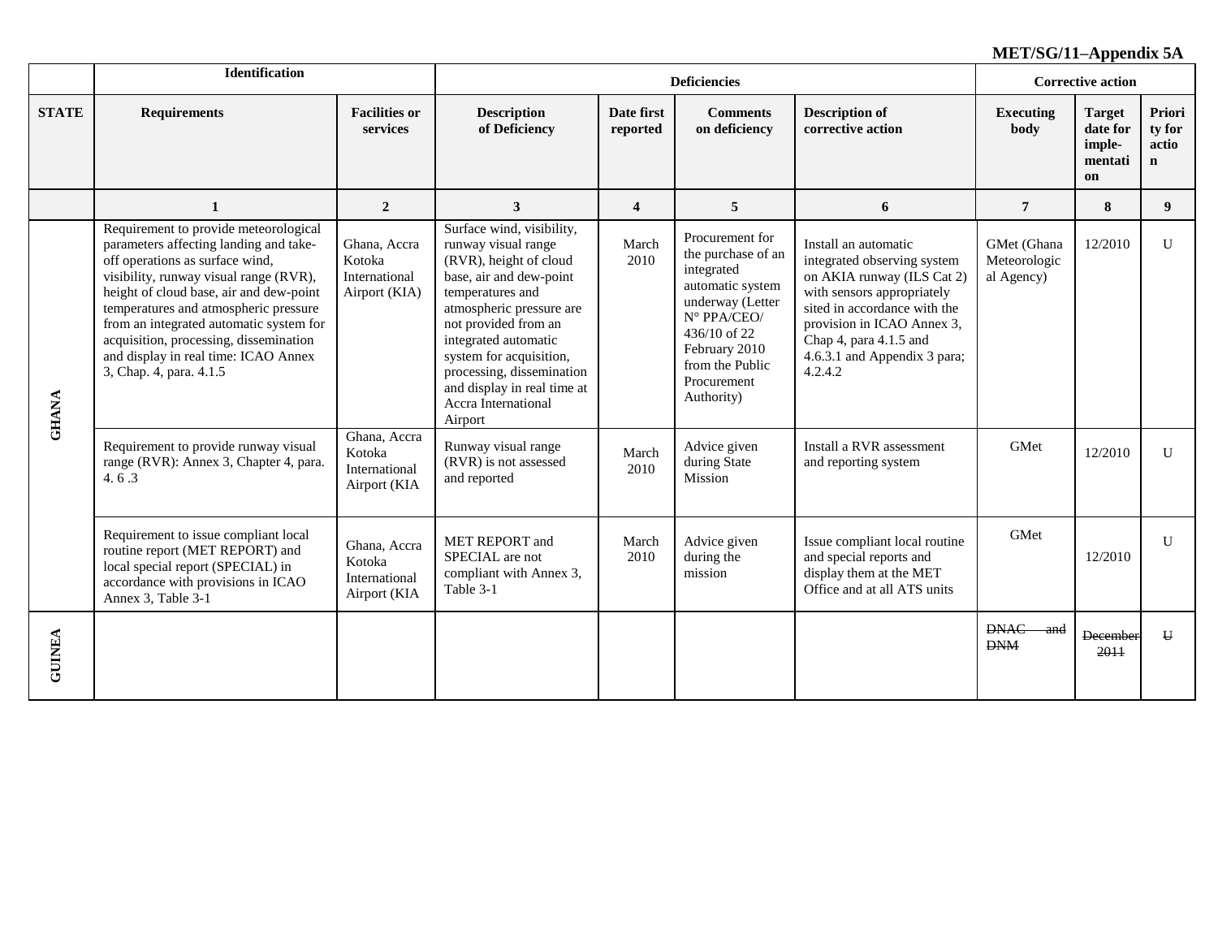**MET/SG/11–Appendix 5A**

| | Identification | | Deficiencies | | | | Corrective action | | |
|---|---|---|---|---|---|---|---|---|---|
| **STATE** | **Requirements** | **Facilities or services** | **Description of Deficiency** | **Date first reported** | **Comments on deficiency** | **Description of corrective action** | **Executing body** | **Target date for imple-mentation** | **Priority for action** |
| | **1** | **2** | **3** | **4** | **5** | **6** | **7** | **8** | **9** |
| **GHANA** | Requirement to provide meteorological parameters affecting landing and take-off operations as surface wind, visibility, runway visual range (RVR), height of cloud base, air and dew-point temperatures and atmospheric pressure from an integrated automatic system for acquisition, processing, dissemination and display in real time: ICAO Annex 3, Chap. 4, para. 4.1.5 | Ghana, Accra Kotoka International Airport (KIA) | Surface wind, visibility, runway visual range (RVR), height of cloud base, air and dew-point temperatures and atmospheric pressure are not provided from an integrated automatic system for acquisition, processing, dissemination and display in real time at Accra International Airport | March 2010 | Procurement for the purchase of an integrated automatic system underway (Letter N° PPA/CEO/ 436/10 of 22 February 2010 from the Public Procurement Authority) | Install an automatic integrated observing system on AKIA runway (ILS Cat 2) with sensors appropriately sited in accordance with the provision in ICAO Annex 3, Chap 4, para 4.1.5 and 4.6.3.1 and Appendix 3 para; 4.2.4.2 | GMet (Ghana Meteorological Agency) | 12/2010 | U |
| | Requirement to provide runway visual range (RVR): Annex 3, Chapter 4, para. 4. 6 .3 | Ghana, Accra Kotoka International Airport (KIA | Runway visual range (RVR) is not assessed and reported | March 2010 | Advice given during State Mission | Install a RVR assessment and reporting system | GMet | 12/2010 | U |
| | Requirement to issue compliant local routine report (MET REPORT) and local special report (SPECIAL) in accordance with provisions in ICAO Annex 3, Table 3-1 | Ghana, Accra Kotoka International Airport (KIA | MET REPORT and SPECIAL are not compliant with Annex 3, Table 3-1 | March 2010 | Advice given during the mission | Issue compliant local routine and special reports and display them at the MET Office and at all ATS units | GMet | 12/2010 | U |
| **GUINEA** | | | | | | | ~~DNAC and DNM~~ | ~~December 2011~~ | ~~U~~ |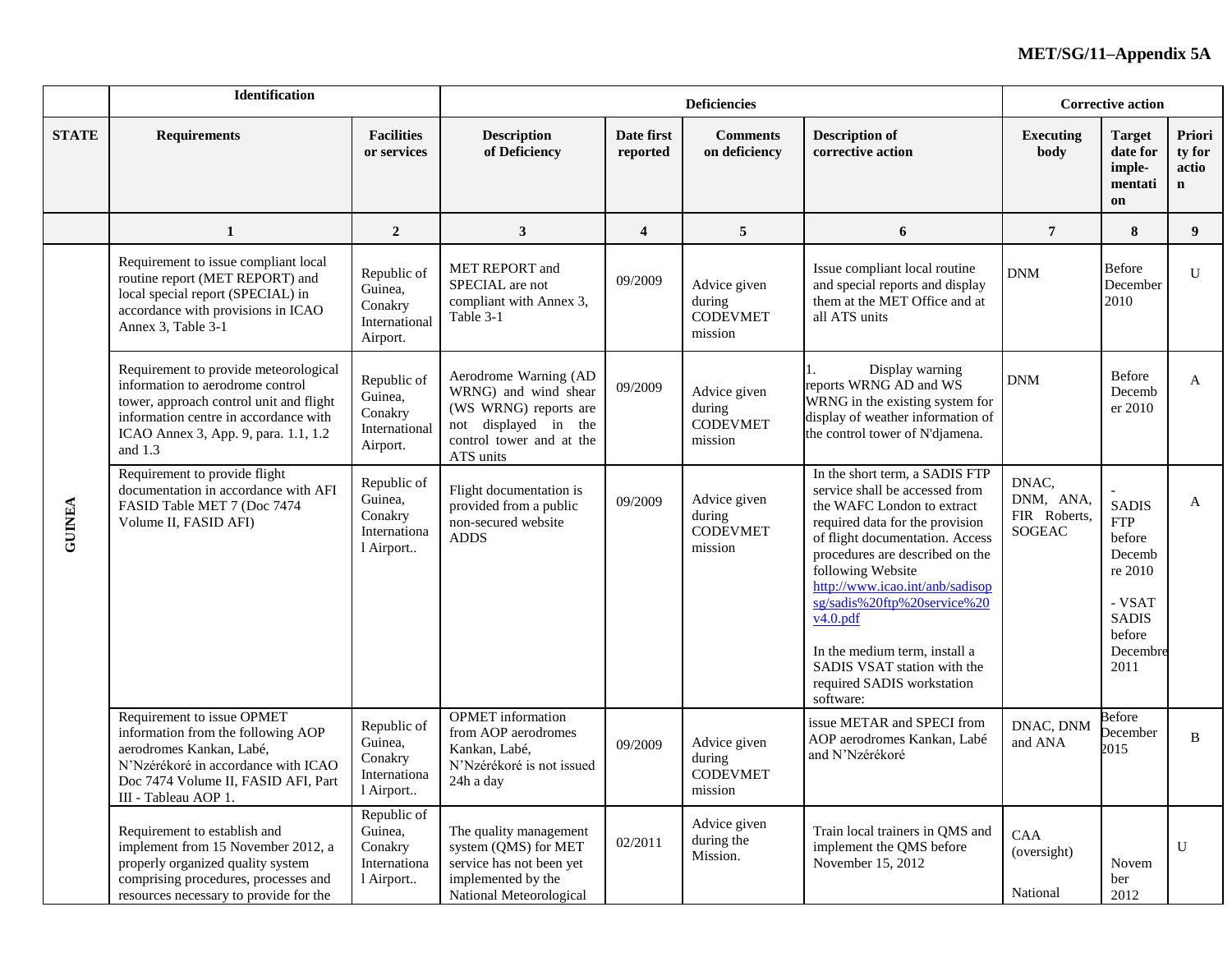**MET/SG/11–Appendix 5A**

| | Identification | | Deficiencies | | | | Corrective action | | |
|---|---|---|---|---|---|---|---|---|---|
| **STATE** | **Requirements** | **Facilities or services** | **Description of Deficiency** | **Date first reported** | **Comments on deficiency** | **Description of corrective action** | **Executing body** | **Target date for imple-mentation** | **Priority for action** |
| | **1** | **2** | **3** | **4** | **5** | **6** | **7** | **8** | **9** |
| GUINEA | Requirement to issue compliant local routine report (MET REPORT) and local special report (SPECIAL) in accordance with provisions in ICAO Annex 3, Table 3-1 | Republic of Guinea, Conakry International Airport. | MET REPORT and SPECIAL are not compliant with Annex 3, Table 3-1 | 09/2009 | Advice given during CODEVMET mission | Issue compliant local routine and special reports and display them at the MET Office and at all ATS units | DNM | Before December 2010 | U |
| | Requirement to provide meteorological information to aerodrome control tower, approach control unit and flight information centre in accordance with ICAO Annex 3, App. 9, para. 1.1, 1.2 and 1.3 | Republic of Guinea, Conakry International Airport. | Aerodrome Warning (AD WRNG) and wind shear (WS WRNG) reports are not displayed in the control tower and at the ATS units | 09/2009 | Advice given during CODEVMET mission | 1. Display warning reports WRNG AD and WS WRNG in the existing system for display of weather information of the control tower of N'djamena. | DNM | Before December 2010 | A |
| | Requirement to provide flight documentation in accordance with AFI FASID Table MET 7 (Doc 7474 Volume II, FASID AFI) | Republic of Guinea, Conakry International Airport.. | Flight documentation is provided from a public non-secured website ADDS | 09/2009 | Advice given during CODEVMET mission | In the short term, a SADIS FTP service shall be accessed from the WAFC London to extract required data for the provision of flight documentation. Access procedures are described on the following Website http://www.icao.int/anb/sadisopsg/sadis%20ftp%20service%20v4.0.pdf<br><br>In the medium term, install a SADIS VSAT station with the required SADIS workstation software: | DNAC, DNM, ANA, FIR Roberts, SOGEAC | - SADIS FTP before December 2010<br><br>- VSAT SADIS before December 2011 | A |
| | Requirement to issue OPMET information from the following AOP aerodromes Kankan, Labé, N'Nzérékoré in accordance with ICAO Doc 7474 Volume II, FASID AFI, Part III - Tableau AOP 1. | Republic of Guinea, Conakry International Airport.. | OPMET information from AOP aerodromes Kankan, Labé, N'Nzérékoré is not issued 24h a day | 09/2009 | Advice given during CODEVMET mission | issue METAR and SPECI from AOP aerodromes Kankan, Labé and N'Nzérékoré | DNAC, DNM and ANA | Before December 2015 | B |
| | Requirement to establish and implement from 15 November 2012, a properly organized quality system comprising procedures, processes and resources necessary to provide for the | Republic of Guinea, Conakry International Airport.. | The quality management system (QMS) for MET service has not been yet implemented by the National Meteorological | 02/2011 | Advice given during the Mission. | Train local trainers in QMS and implement the QMS before November 15, 2012 | CAA (oversight)<br><br>National | November 2012 | U |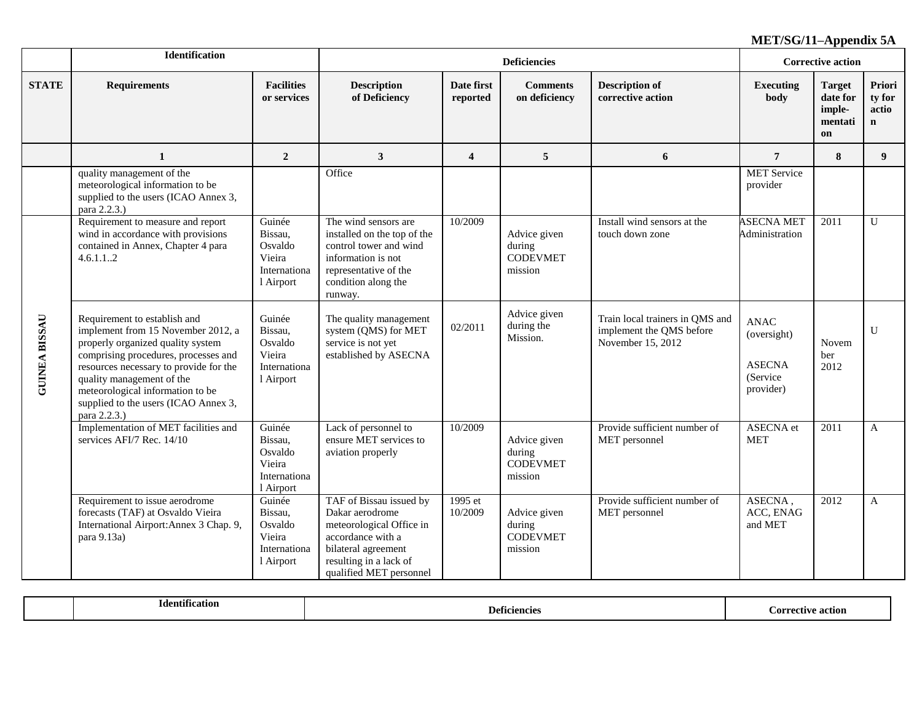**MET/SG/11–Appendix 5A**

| | Identification | | Deficiencies | | | | Corrective action | | |
|---|---|---|---|---|---|---|---|---|---|
| **STATE** | **Requirements** | **Facilities or services** | **Description of Deficiency** | **Date first reported** | **Comments on deficiency** | **Description of corrective action** | **Executing body** | **Target date for imple-mentation** | **Priority for action** |
| | **1** | **2** | **3** | **4** | **5** | **6** | **7** | **8** | **9** |
| | quality management of the meteorological information to be supplied to the users (ICAO Annex 3, para 2.2.3.) | | Office | | | | MET Service provider | | |
| GUINEA BISSAU | Requirement to measure and report wind in accordance with provisions contained in Annex, Chapter 4 para 4.6.1.1..2 | Guinée Bissau, Osvaldo Vieira International Airport | The wind sensors are installed on the top of the control tower and wind information is not representative of the condition along the runway. | 10/2009 | Advice given during CODEVMET mission | Install wind sensors at the touch down zone | ASECNA MET Administration | 2011 | U |
| | Requirement to establish and implement from 15 November 2012, a properly organized quality system comprising procedures, processes and resources necessary to provide for the quality management of the meteorological information to be supplied to the users (ICAO Annex 3, para 2.2.3.) | Guinée Bissau, Osvaldo Vieira International Airport | The quality management system (QMS) for MET service is not yet established by ASECNA | 02/2011 | Advice given during the Mission. | Train local trainers in QMS and implement the QMS before November 15, 2012 | ANAC (oversight) ASECNA (Service provider) | November 2012 | U |
| | Implementation of MET facilities and services AFI/7 Rec. 14/10 | Guinée Bissau, Osvaldo Vieira International Airport | Lack of personnel to ensure MET services to aviation properly | 10/2009 | Advice given during CODEVMET mission | Provide sufficient number of MET personnel | ASECNA et MET | 2011 | A |
| | Requirement to issue aerodrome forecasts (TAF) at Osvaldo Vieira International Airport:Annex 3 Chap. 9, para 9.13a) | Guinée Bissau, Osvaldo Vieira International Airport | TAF of Bissau issued by Dakar aerodrome meteorological Office in accordance with a bilateral agreement resulting in a lack of qualified MET personnel | 1995 et 10/2009 | Advice given during CODEVMET mission | Provide sufficient number of MET personnel | ASECNA , ACC, ENAG and MET | 2012 | A |

| | Identification | Deficiencies | Corrective action |
|---|---|---|---|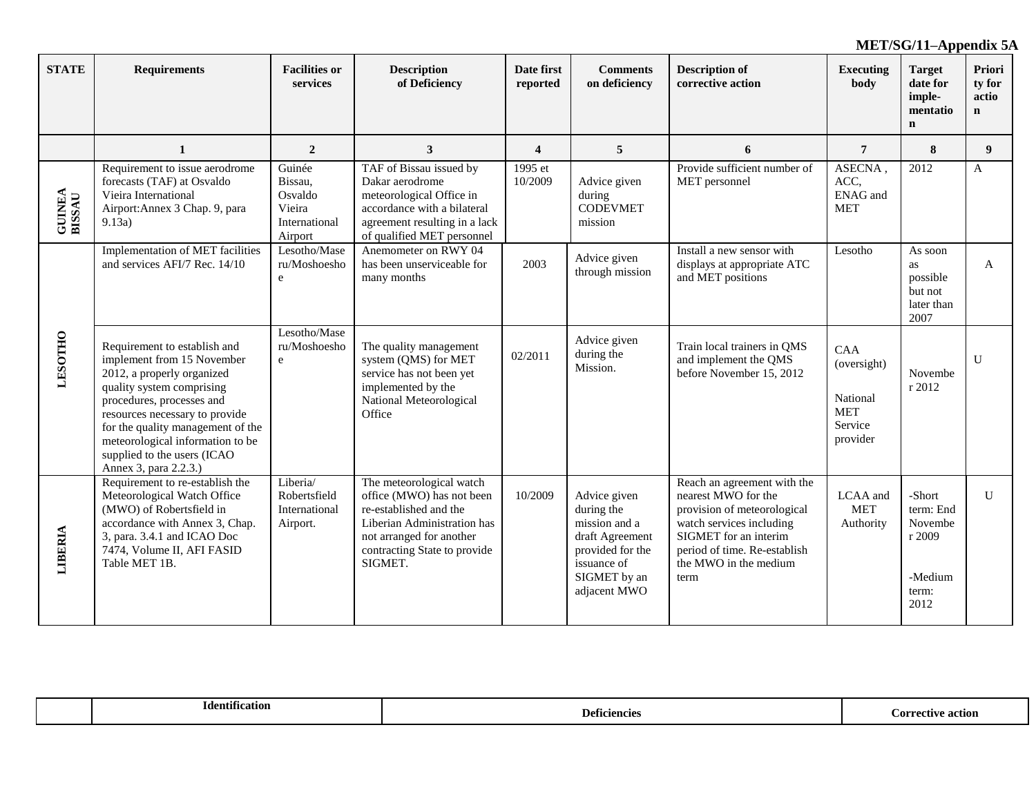**MET/SG/11–Appendix 5A**

| STATE | Requirements | Facilities or services | Description of Deficiency | Date first reported | Comments on deficiency | Description of corrective action | Executing body | Target date for imple-mentation | Priority for action |
|---|---|---|---|---|---|---|---|---|---|
| | 1 | 2 | 3 | 4 | 5 | 6 | 7 | 8 | 9 |
| GUINEA BISSAU | Requirement to issue aerodrome forecasts (TAF) at Osvaldo Vieira International Airport:Annex 3 Chap. 9, para 9.13a) | Guinée Bissau, Osvaldo Vieira International Airport | TAF of Bissau issued by Dakar aerodrome meteorological Office in accordance with a bilateral agreement resulting in a lack of qualified MET personnel | 1995 et 10/2009 | Advice given during CODEVMET mission | Provide sufficient number of MET personnel | ASECNA , ACC, ENAG and MET | 2012 | A |
| LESOTHO | Implementation of MET facilities and services AFI/7 Rec. 14/10 | Lesotho/Maseru/Moshoeshoe | Anemometer on RWY 04 has been unserviceable for many months | 2003 | Advice given through mission | Install a new sensor with displays at appropriate ATC and MET positions | Lesotho | As soon as possible but not later than 2007 | A |
| | Requirement to establish and implement from 15 November 2012, a properly organized quality system comprising procedures, processes and resources necessary to provide for the quality management of the meteorological information to be supplied to the users (ICAO Annex 3, para 2.2.3.) | Lesotho/Maseru/Moshoeshoe | The quality management system (QMS) for MET service has not been yet implemented by the National Meteorological Office | 02/2011 | Advice given during the Mission. | Train local trainers in QMS and implement the QMS before November 15, 2012 | CAA (oversight) National MET Service provider | November 2012 | U |
| LIBERIA | Requirement to re-establish the Meteorological Watch Office (MWO) of Robertsfield in accordance with Annex 3, Chap. 3, para. 3.4.1 and ICAO Doc 7474, Volume II, AFI FASID Table MET 1B. | Liberia/ Robertsfield International Airport. | The meteorological watch office (MWO) has not been re-established and the Liberian Administration has not arranged for another contracting State to provide SIGMET. | 10/2009 | Advice given during the mission and a draft Agreement provided for the issuance of SIGMET by an adjacent MWO | Reach an agreement with the nearest MWO for the provision of meteorological watch services including SIGMET for an interim period of time. Re-establish the MWO in the medium term | LCAA and MET Authority | -Short term: End November 2009<br>-Medium term: 2012 | U |

| | Identification | Deficiencies | Corrective action |
|---|---|---|---|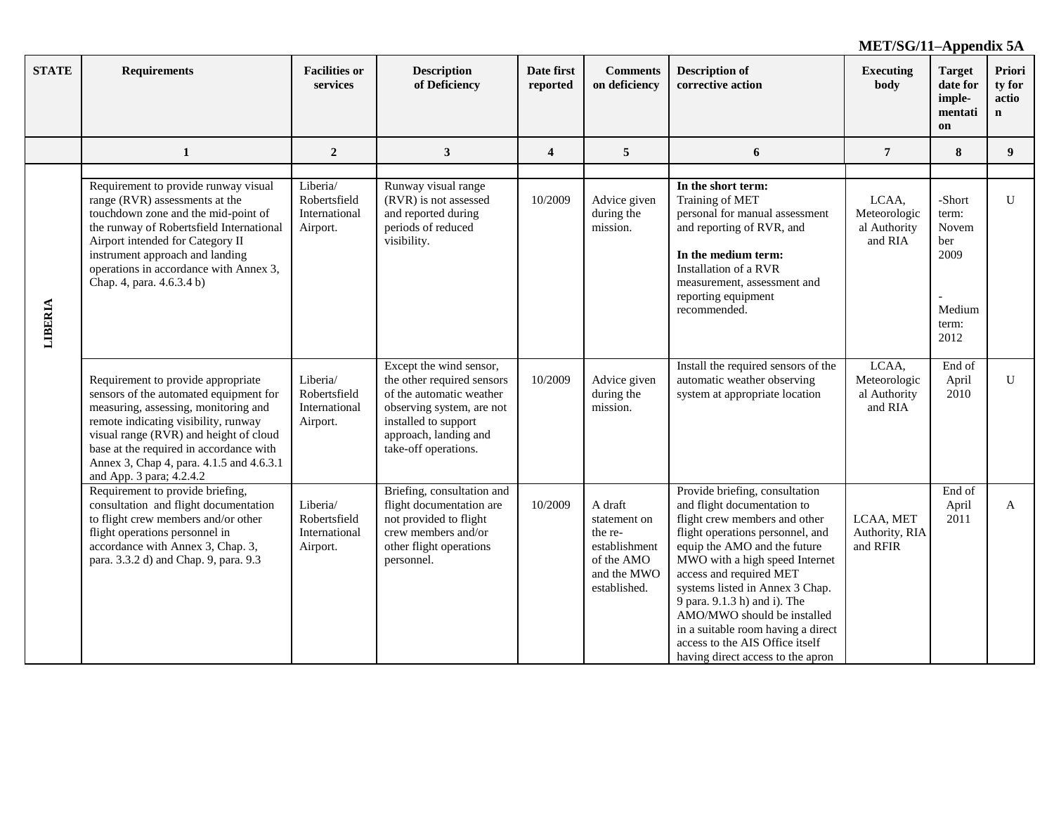**MET/SG/11–Appendix 5A**

| STATE | Requirements | Facilities or services | Description of Deficiency | Date first reported | Comments on deficiency | Description of corrective action | Executing body | Target date for implementation | Priority for action |
|---|---|---|---|---|---|---|---|---|---|
| | 1 | 2 | 3 | 4 | 5 | 6 | 7 | 8 | 9 |
| LIBERIA | Requirement to provide runway visual range (RVR) assessments at the touchdown zone and the mid-point of the runway of Robertsfield International Airport intended for Category II instrument approach and landing operations in accordance with Annex 3, Chap. 4, para. 4.6.3.4 b) | Liberia/ Robertsfield International Airport. | Runway visual range (RVR) is not assessed and reported during periods of reduced visibility. | 10/2009 | Advice given during the mission. | **In the short term:** Training of MET personal for manual assessment and reporting of RVR, and **In the medium term:** Installation of a RVR measurement, assessment and reporting equipment recommended. | LCAA, Meteorological Authority and RIA | -Short term: November 2009 - Medium term: 2012 | U |
| | Requirement to provide appropriate sensors of the automated equipment for measuring, assessing, monitoring and remote indicating visibility, runway visual range (RVR) and height of cloud base at the required in accordance with Annex 3, Chap 4, para. 4.1.5 and 4.6.3.1 and App. 3 para; 4.2.4.2 | Liberia/ Robertsfield International Airport. | Except the wind sensor, the other required sensors of the automatic weather observing system, are not installed to support approach, landing and take-off operations. | 10/2009 | Advice given during the mission. | Install the required sensors of the automatic weather observing system at appropriate location | LCAA, Meteorological Authority and RIA | End of April 2010 | U |
| | Requirement to provide briefing, consultation and flight documentation to flight crew members and/or other flight operations personnel in accordance with Annex 3, Chap. 3, para. 3.3.2 d) and Chap. 9, para. 9.3 | Liberia/ Robertsfield International Airport. | Briefing, consultation and flight documentation are not provided to flight crew members and/or other flight operations personnel. | 10/2009 | A draft statement on the re-establishment of the AMO and the MWO established. | Provide briefing, consultation and flight documentation to flight crew members and other flight operations personnel, and equip the AMO and the future MWO with a high speed Internet access and required MET systems listed in Annex 3 Chap. 9 para. 9.1.3 h) and i). The AMO/MWO should be installed in a suitable room having a direct access to the AIS Office itself having direct access to the apron | LCAA, MET Authority, RIA and RFIR | End of April 2011 | A |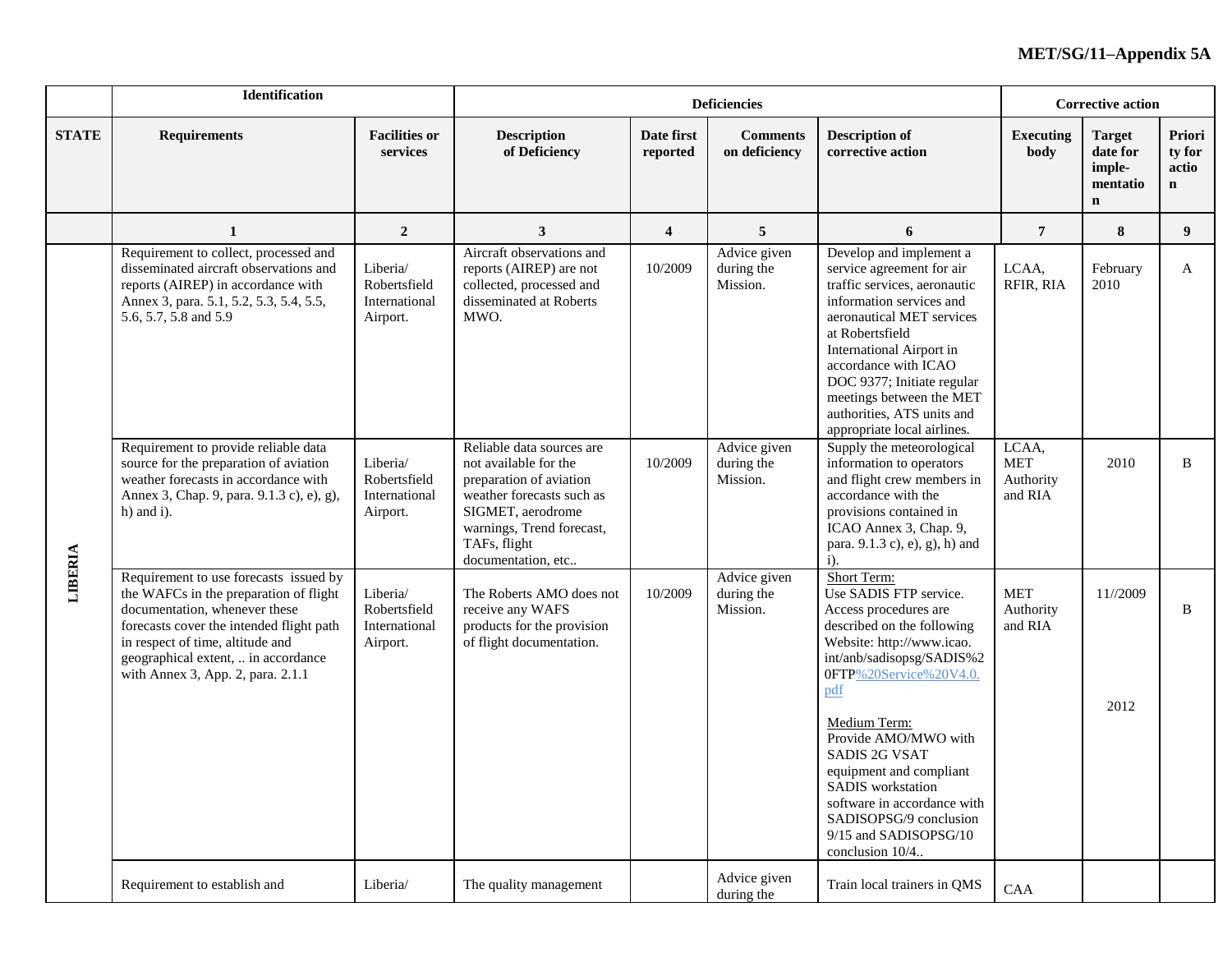| | Identification | | Deficiencies | | | | Corrective action | | |
|---|---|---|---|---|---|---|---|---|---|
| **STATE** | **Requirements** | **Facilities or services** | **Description of Deficiency** | **Date first reported** | **Comments on deficiency** | **Description of corrective action** | **Executing body** | **Target date for imple-mentatio n** | **Priori ty for actio n** |
| | **1** | **2** | **3** | **4** | **5** | **6** | **7** | **8** | **9** |
| **LIBERIA** | Requirement to collect, processed and disseminated aircraft observations and reports (AIREP) in accordance with Annex 3, para. 5.1, 5.2, 5.3, 5.4, 5.5, 5.6, 5.7, 5.8 and 5.9 | Liberia/ Robertsfield International Airport. | Aircraft observations and reports (AIREP) are not collected, processed and disseminated at Roberts MWO. | 10/2009 | Advice given during the Mission. | Develop and implement a service agreement for air traffic services, aeronautic information services and aeronautical MET services at Robertsfield International Airport in accordance with ICAO DOC 9377; Initiate regular meetings between the MET authorities, ATS units and appropriate local airlines. | LCAA, RFIR, RIA | February 2010 | A |
| | Requirement to provide reliable data source for the preparation of aviation weather forecasts in accordance with Annex 3, Chap. 9, para. 9.1.3 c), e), g), h) and i). | Liberia/ Robertsfield International Airport. | Reliable data sources are not available for the preparation of aviation weather forecasts such as SIGMET, aerodrome warnings, Trend forecast, TAFs, flight documentation, etc.. | 10/2009 | Advice given during the Mission. | Supply the meteorological information to operators and flight crew members in accordance with the provisions contained in ICAO Annex 3, Chap. 9, para. 9.1.3 c), e), g), h) and i). | LCAA, MET Authority and RIA | 2010 | B |
| | Requirement to use forecasts issued by the WAFCs in the preparation of flight documentation, whenever these forecasts cover the intended flight path in respect of time, altitude and geographical extent, .. in accordance with Annex 3, App. 2, para. 2.1.1 | Liberia/ Robertsfield International Airport. | The Roberts AMO does not receive any WAFS products for the provision of flight documentation. | 10/2009 | Advice given during the Mission. | Short Term: Use SADIS FTP service. Access procedures are described on the following Website: http://www.icao.int/anb/sadisopsg/SADIS%20FTP%20Service%20V4.0.pdf<br><br>Medium Term: Provide AMO/MWO with SADIS 2G VSAT equipment and compliant SADIS workstation software in accordance with SADISOPSG/9 conclusion 9/15 and SADISOPSG/10 conclusion 10/4.. | MET Authority and RIA | 11//2009<br><br>2012 | B |
| | Requirement to establish and | Liberia/ | The quality management | | Advice given during the | Train local trainers in QMS | CAA | | |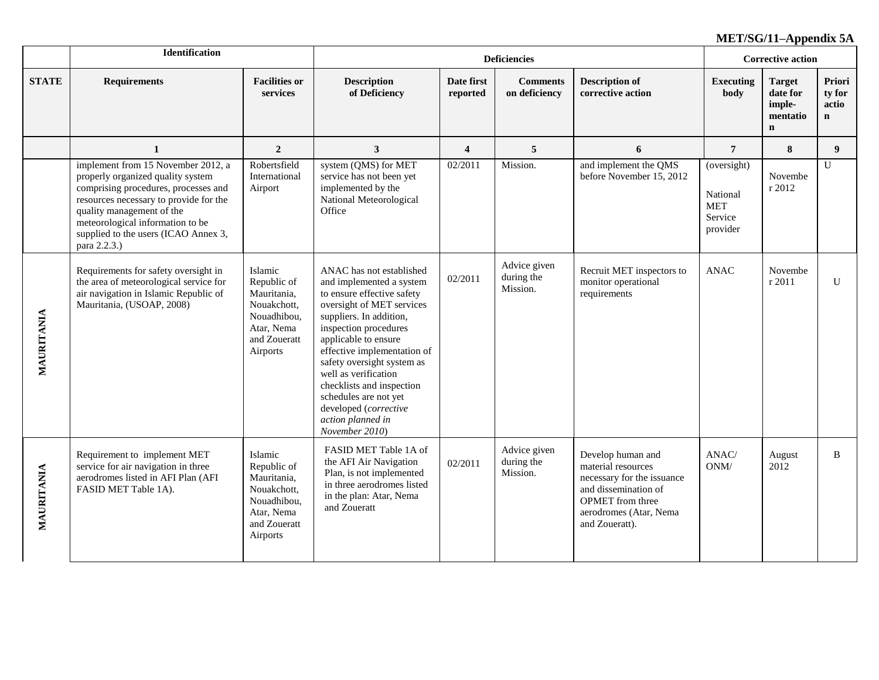**MET/SG/11–Appendix 5A**

| | Identification | | Deficiencies | | | Corrective action | | | |
|---|---|---|---|---|---|---|---|---|---|
| **STATE** | **Requirements** | **Facilities or services** | **Description of Deficiency** | **Date first reported** | **Comments on deficiency** | **Description of corrective action** | **Executing body** | **Target date for imple-mentation** | **Priority for action** |
| | **1** | **2** | **3** | **4** | **5** | **6** | **7** | **8** | **9** |
| | implement from 15 November 2012, a properly organized quality system comprising procedures, processes and resources necessary to provide for the quality management of the meteorological information to be supplied to the users (ICAO Annex 3, para 2.2.3.) | Robertsfield International Airport | system (QMS) for MET service has not been yet implemented by the National Meteorological Office | 02/2011 | Mission. | and implement the QMS before November 15, 2012 | (oversight) National MET Service provider | November 2012 | U |
| **MAURITANIA** | Requirements for safety oversight in the area of meteorological service for air navigation in Islamic Republic of Mauritania, (USOAP, 2008) | Islamic Republic of Mauritania, Nouakchott, Nouadhibou, Atar, Nema and Zoueratt Airports | ANAC has not established and implemented a system to ensure effective safety oversight of MET services suppliers. In addition, inspection procedures applicable to ensure effective implementation of safety oversight system as well as verification checklists and inspection schedules are not yet developed (*corrective action planned in November 2010*) | 02/2011 | Advice given during the Mission. | Recruit MET inspectors to monitor operational requirements | ANAC | November 2011 | U |
| **MAURITANIA** | Requirement to implement MET service for air navigation in three aerodromes listed in AFI Plan (AFI FASID MET Table 1A). | Islamic Republic of Mauritania, Nouakchott, Nouadhibou, Atar, Nema and Zoueratt Airports | FASID MET Table 1A of the AFI Air Navigation Plan, is not implemented in three aerodromes listed in the plan: Atar, Nema and Zoueratt | 02/2011 | Advice given during the Mission. | Develop human and material resources necessary for the issuance and dissemination of OPMET from three aerodromes (Atar, Nema and Zoueratt). | ANAC/ ONM/ | August 2012 | B |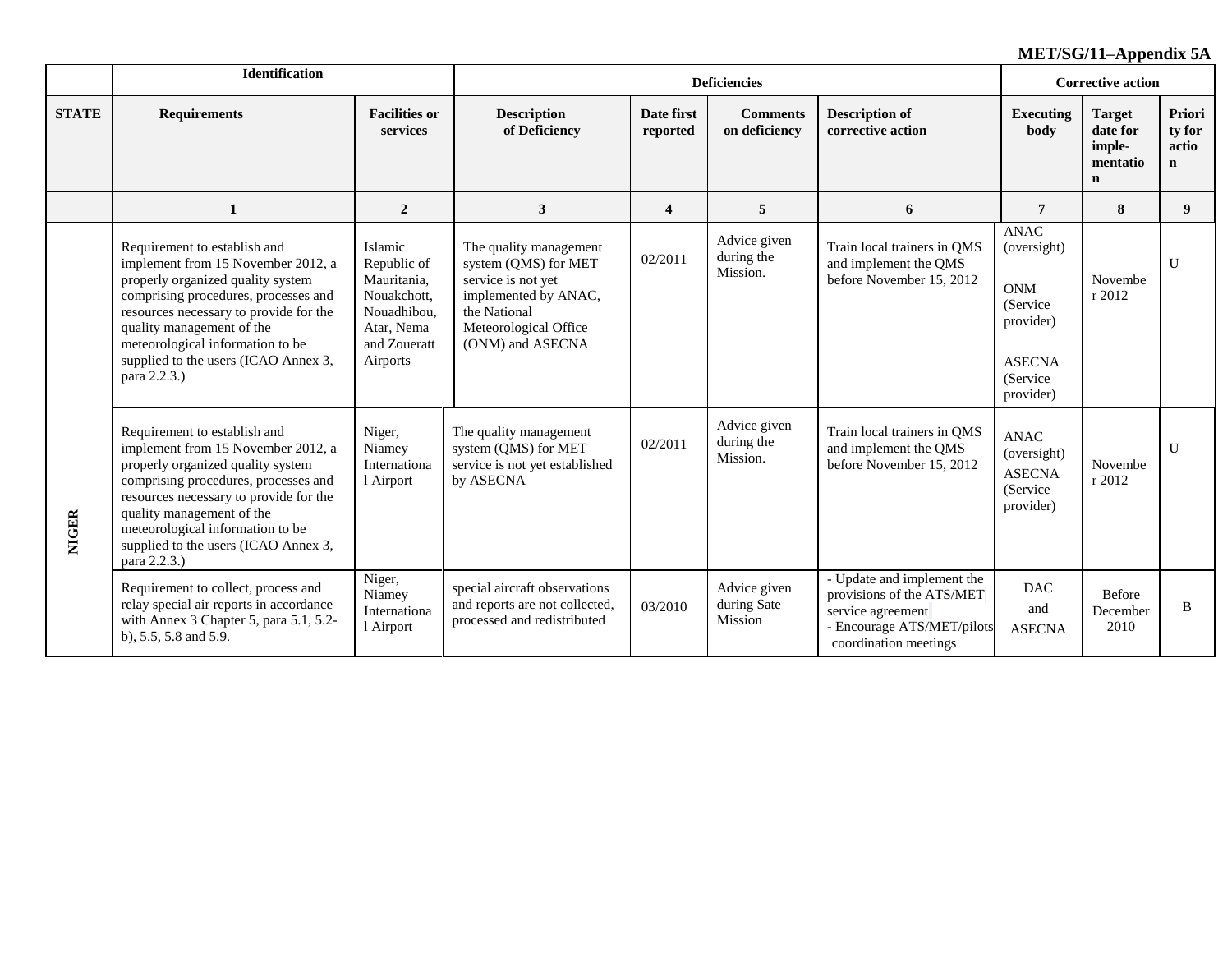MET/SG/11–Appendix 5A

| | Identification | | Deficiencies | | | | Corrective action | | |
|---|---|---|---|---|---|---|---|---|---|
| STATE | Requirements | Facilities or services | Description of Deficiency | Date first reported | Comments on deficiency | Description of corrective action | Executing body | Target date for imple-mentation | Priority for action |
| | 1 | 2 | 3 | 4 | 5 | 6 | 7 | 8 | 9 |
| | Requirement to establish and implement from 15 November 2012, a properly organized quality system comprising procedures, processes and resources necessary to provide for the quality management of the meteorological information to be supplied to the users (ICAO Annex 3, para 2.2.3.) | Islamic Republic of Mauritania, Nouakchott, Nouadhibou, Atar, Nema and Zoueratt Airports | The quality management system (QMS) for MET service is not yet implemented by ANAC, the National Meteorological Office (ONM) and ASECNA | 02/2011 | Advice given during the Mission. | Train local trainers in QMS and implement the QMS before November 15, 2012 | ANAC (oversight) ONM (Service provider) ASECNA (Service provider) | November 2012 | U |
| NIGER | Requirement to establish and implement from 15 November 2012, a properly organized quality system comprising procedures, processes and resources necessary to provide for the quality management of the meteorological information to be supplied to the users (ICAO Annex 3, para 2.2.3.) | Niger, Niamey International Airport | The quality management system (QMS) for MET service is not yet established by ASECNA | 02/2011 | Advice given during the Mission. | Train local trainers in QMS and implement the QMS before November 15, 2012 | ANAC (oversight) ASECNA (Service provider) | November 2012 | U |
| NIGER | Requirement to collect, process and relay special air reports in accordance with Annex 3 Chapter 5, para 5.1, 5.2-b), 5.5, 5.8 and 5.9. | Niger, Niamey International Airport | special aircraft observations and reports are not collected, processed and redistributed | 03/2010 | Advice given during Sate Mission | - Update and implement the provisions of the ATS/MET service agreement<br>- Encourage ATS/MET/pilots coordination meetings | DAC and ASECNA | Before December 2010 | B |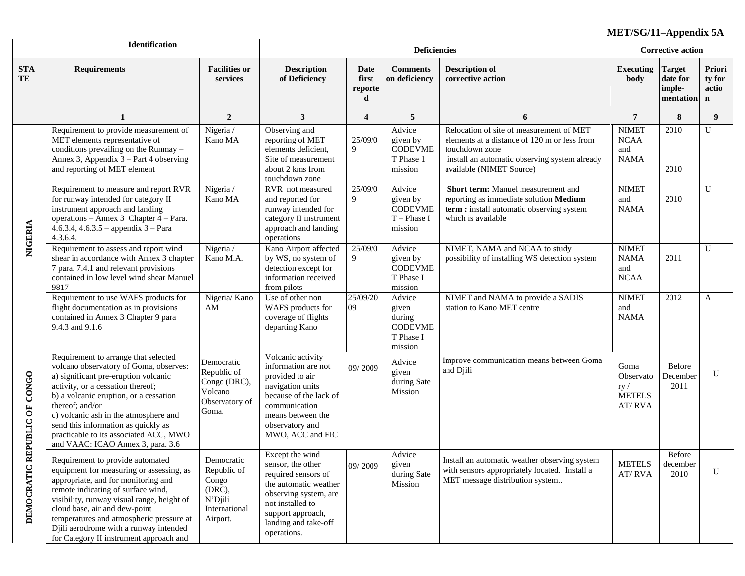**MET/SG/11–Appendix 5A**

| | Identification | | Deficiencies | | | | Corrective action | | |
|---|---|---|---|---|---|---|---|---|---|
| **STATE** | **Requirements** | **Facilities or services** | **Description of Deficiency** | **Date first reported** | **Comments on deficiency** | **Description of corrective action** | **Executing body** | **Target date for imple-mentation** | **Priority for action** |
| | **1** | **2** | **3** | **4** | **5** | **6** | **7** | **8** | **9** |
| **NIGERIA** | Requirement to provide measurement of MET elements representative of conditions prevailing on the Runmay – Annex 3, Appendix 3 – Part 4 observing and reporting of MET element | Nigeria / Kano MA | Observing and reporting of MET elements deficient, Site of measurement about 2 kms from touchdown zone | 25/09/09 | Advice given by CODEVMET Phase 1 mission | Relocation of site of measurement of MET elements at a distance of 120 m or less from touchdown zone<br>install an automatic observing system already available (NIMET Source) | NIMET NCAA and NAMA | 2010<br><br>2010 | U |
| | Requirement to measure and report RVR for runway intended for category II instrument approach and landing operations – Annex 3 Chapter 4 – Para. 4.6.3.4, 4.6.3.5 – appendix 3 – Para 4.3.6.4. | Nigeria / Kano MA | RVR not measured and reported for runway intended for category II instrument approach and landing operations | 25/09/09 | Advice given by CODEVMET – Phase I mission | **Short term:** Manuel measurement and reporting as immediate solution **Medium term :** install automatic observing system which is available | NIMET and NAMA | 2010 | U |
| | Requirement to assess and report wind shear in accordance with Annex 3 chapter 7 para. 7.4.1 and relevant provisions contained in low level wind shear Manuel 9817 | Nigeria / Kano M.A. | Kano Airport affected by WS, no system of detection except for information received from pilots | 25/09/09 | Advice given by CODEVMET Phase I mission | NIMET, NAMA and NCAA to study possibility of installing WS detection system | NIMET NAMA and NCAA | 2011 | U |
| | Requirement to use WAFS products for flight documentation as in provisions contained in Annex 3 Chapter 9 para 9.4.3 and 9.1.6 | Nigeria/ Kano AM | Use of other non WAFS products for coverage of flights departing Kano | 25/09/2009 | Advice given during CODEVMET Phase I mission | NIMET and NAMA to provide a SADIS station to Kano MET centre | NIMET and NAMA | 2012 | A |
| **DEMOCRATIC REPUBLIC OF CONGO** | Requirement to arrange that selected volcano observatory of Goma, observes:<br>a) significant pre-eruption volcanic activity, or a cessation thereof;<br>b) a volcanic eruption, or a cessation thereof; and/or<br>c) volcanic ash in the atmosphere and send this information as quickly as practicable to its associated ACC, MWO and VAAC: ICAO Annex 3, para. 3.6 | Democratic Republic of Congo (DRC), Volcano Observatory of Goma. | Volcanic activity information are not provided to air navigation units because of the lack of communication means between the observatory and MWO, ACC and FIC | 09/ 2009 | Advice given during Sate Mission | Improve communication means between Goma and Djili | Goma Observatory / METELSAT/ RVA | Before December 2011 | U |
| | Requirement to provide automated equipment for measuring or assessing, as appropriate, and for monitoring and remote indicating of surface wind, visibility, runway visual range, height of cloud base, air and dew-point temperatures and atmospheric pressure at Djili aerodrome with a runway intended for Category II instrument approach and | Democratic Republic of Congo (DRC), N'Djili International Airport. | Except the wind sensor, the other required sensors of the automatic weather observing system, are not installed to support approach, landing and take-off operations. | 09/ 2009 | Advice given during Sate Mission | Install an automatic weather observing system with sensors appropriately located. Install a MET message distribution system.. | METELSAT/ RVA | Before december 2010 | U |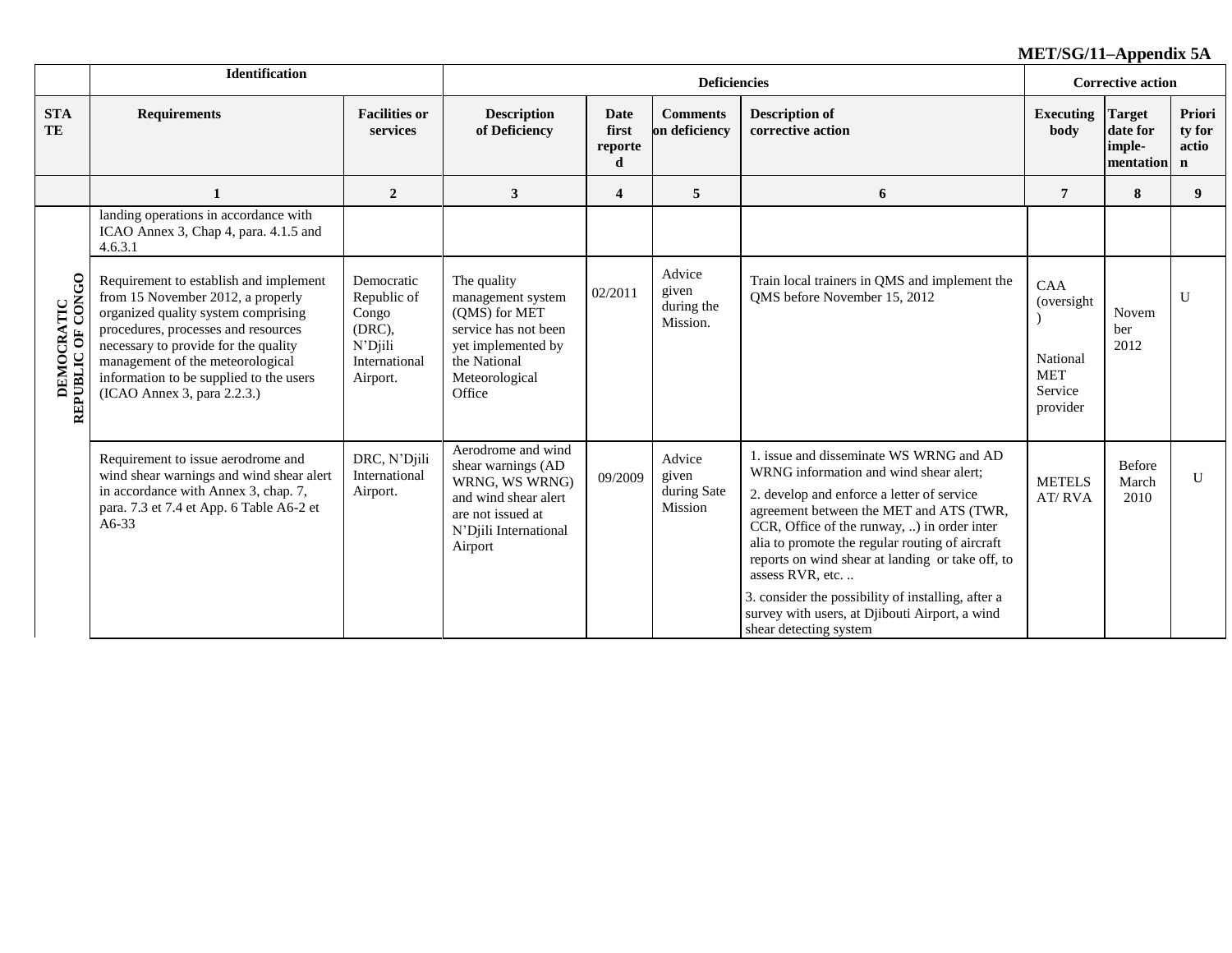**MET/SG/11–Appendix 5A**

| | Identification | | Deficiencies | | | | Corrective action | | |
|---|---|---|---|---|---|---|---|---|---|
| **STATE** | **Requirements** | **Facilities or services** | **Description of Deficiency** | **Date first reported** | **Comments on deficiency** | **Description of corrective action** | **Executing body** | **Target date for imple-mentation** | **Priority for action** |
| | **1** | **2** | **3** | **4** | **5** | **6** | **7** | **8** | **9** |
| **DEMOCRATIC REPUBLIC OF CONGO** | landing operations in accordance with ICAO Annex 3, Chap 4, para. 4.1.5 and 4.6.3.1 | | | | | | | | |
| | Requirement to establish and implement from 15 November 2012, a properly organized quality system comprising procedures, processes and resources necessary to provide for the quality management of the meteorological information to be supplied to the users (ICAO Annex 3, para 2.2.3.) | Democratic Republic of Congo (DRC), N'Djili International Airport. | The quality management system (QMS) for MET service has not been yet implemented by the National Meteorological Office | 02/2011 | Advice given during the Mission. | Train local trainers in QMS and implement the QMS before November 15, 2012 | CAA (oversight) National MET Service provider | November 2012 | U |
| | Requirement to issue aerodrome and wind shear warnings and wind shear alert in accordance with Annex 3, chap. 7, para. 7.3 et 7.4 et App. 6 Table A6-2 et A6-33 | DRC, N'Djili International Airport. | Aerodrome and wind shear warnings (AD WRNG, WS WRNG) and wind shear alert are not issued at N'Djili International Airport | 09/2009 | Advice given during Sate Mission | 1. issue and disseminate WS WRNG and AD WRNG information and wind shear alert;<br>2. develop and enforce a letter of service agreement between the MET and ATS (TWR, CCR, Office of the runway, ..) in order inter alia to promote the regular routing of aircraft reports on wind shear at landing or take off, to assess RVR, etc. ..<br>3. consider the possibility of installing, after a survey with users, at Djibouti Airport, a wind shear detecting system | METELSAT/ RVA | Before March 2010 | U |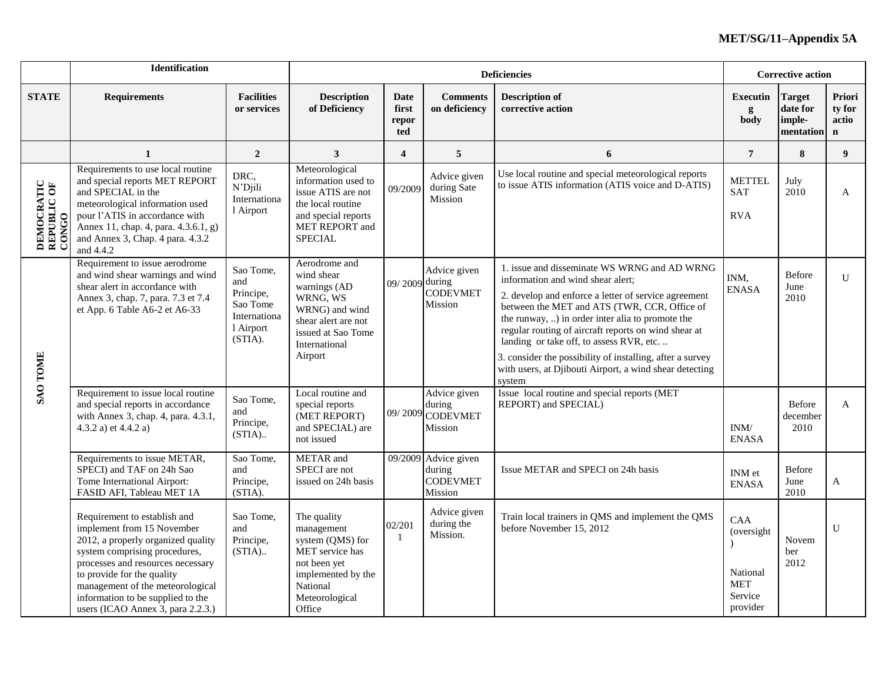**MET/SG/11–Appendix 5A**

| | Identification | | Deficiencies | | | | Corrective action | | |
|---|---|---|---|---|---|---|---|---|---|
| **STATE** | **Requirements** | **Facilities or services** | **Description of Deficiency** | **Date first reported** | **Comments on deficiency** | **Description of corrective action** | **Executing body** | **Target date for imple-mentation** | **Priority for action** |
| | **1** | **2** | **3** | **4** | **5** | **6** | **7** | **8** | **9** |
| **DEMOCRATIC REPUBLIC OF CONGO** | Requirements to use local routine and special reports MET REPORT and SPECIAL in the meteorological information used pour l'ATIS in accordance with Annex 11, chap. 4, para. 4.3.6.1, g) and Annex 3, Chap. 4 para. 4.3.2 and 4.4.2 | DRC, N'Djili International Airport | Meteorological information used to issue ATIS are not the local routine and special reports MET REPORT and SPECIAL | 09/2009 | Advice given during Sate Mission | Use local routine and special meteorological reports to issue ATIS information (ATIS voice and D-ATIS) | METTELSAT<br>RVA | July 2010 | A |
| **SAO TOME** | Requirement to issue aerodrome and wind shear warnings and wind shear alert in accordance with Annex 3, chap. 7, para. 7.3 et 7.4 et App. 6 Table A6-2 et A6-33 | Sao Tome, and Principe, Sao Tome International Airport (STIA). | Aerodrome and wind shear warnings (AD WRNG, WS WRNG) and wind shear alert are not issued at Sao Tome International Airport | 09/ 2009 | Advice given during CODEVMET Mission | 1. issue and disseminate WS WRNG and AD WRNG information and wind shear alert;<br>2. develop and enforce a letter of service agreement between the MET and ATS (TWR, CCR, Office of the runway, ..) in order inter alia to promote the regular routing of aircraft reports on wind shear at landing or take off, to assess RVR, etc. ..<br>3. consider the possibility of installing, after a survey with users, at Djibouti Airport, a wind shear detecting system | INM, ENASA | Before June 2010 | U |
| | Requirement to issue local routine and special reports in accordance with Annex 3, chap. 4, para. 4.3.1, 4.3.2 a) et 4.4.2 a) | Sao Tome, and Principe, (STIA).. | Local routine and special reports (MET REPORT) and SPECIAL) are not issued | 09/ 2009 | Advice given during CODEVMET Mission | Issue local routine and special reports (MET REPORT) and SPECIAL) | INM/ ENASA | Before december 2010 | A |
| | Requirements to issue METAR, SPECI) and TAF on 24h Sao Tome International Airport: FASID AFI, Tableau MET 1A | Sao Tome, and Principe, (STIA). | METAR and SPECI are not issued on 24h basis | 09/2009 | Advice given during CODEVMET Mission | Issue METAR and SPECI on 24h basis | INM et ENASA | Before June 2010 | A |
| | Requirement to establish and implement from 15 November 2012, a properly organized quality system comprising procedures, processes and resources necessary to provide for the quality management of the meteorological information to be supplied to the users (ICAO Annex 3, para 2.2.3.) | Sao Tome, and Principe, (STIA).. | The quality management system (QMS) for MET service has not been yet implemented by the National Meteorological Office | 02/2011 | Advice given during the Mission. | Train local trainers in QMS and implement the QMS before November 15, 2012 | CAA (oversight)<br>National MET Service provider | November 2012 | U |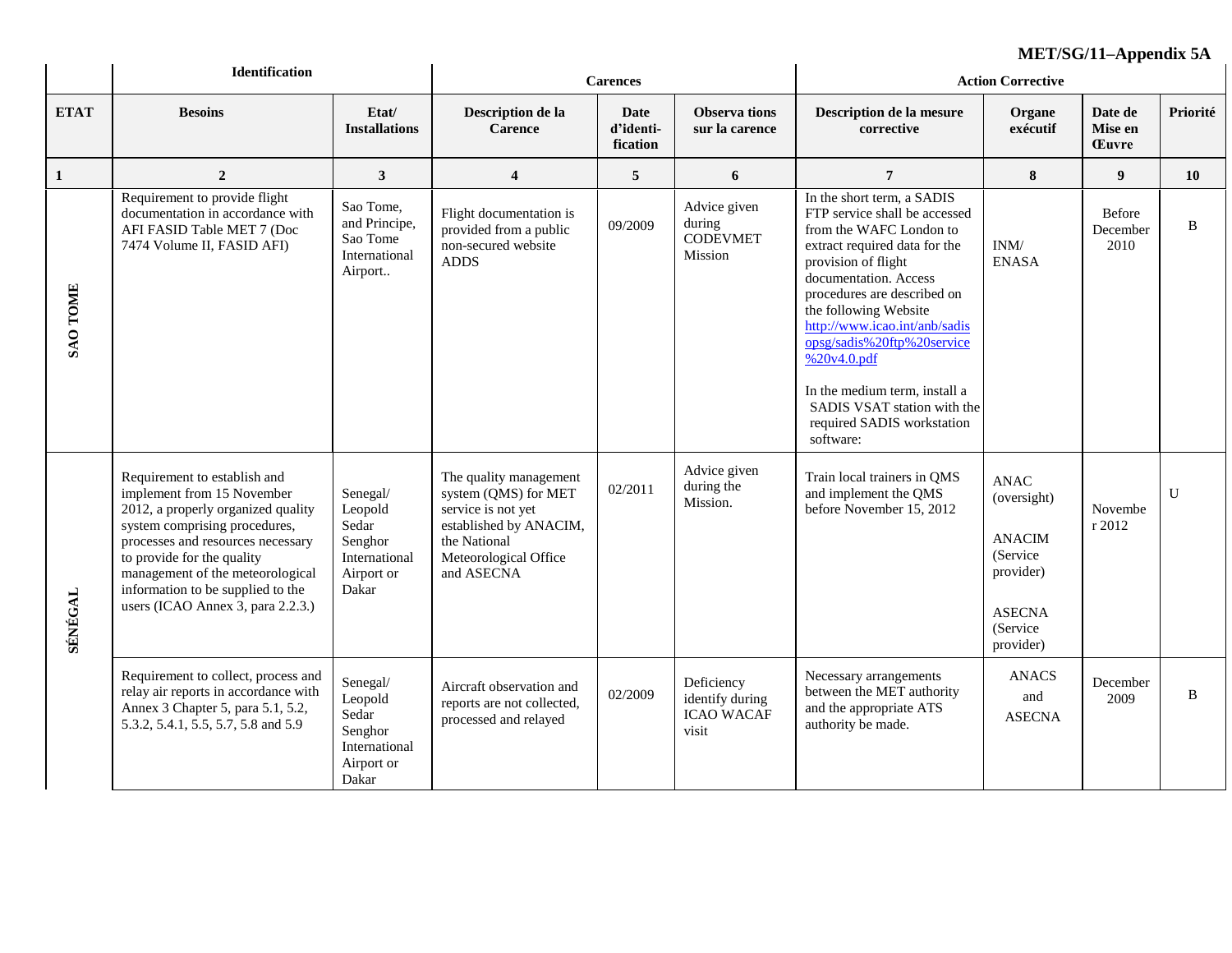**MET/SG/11–Appendix 5A**

| | Identification | | Carences | | | Action Corrective | | | |
|---|---|---|---|---|---|---|---|---|---|
| **ETAT** | **Besoins** | **Etat/ Installations** | **Description de la Carence** | **Date d'identi-fication** | **Observa tions sur la carence** | **Description de la mesure corrective** | **Organe exécutif** | **Date de Mise en Œuvre** | **Priorité** |
| **1** | **2** | **3** | **4** | **5** | **6** | **7** | **8** | **9** | **10** |
| **SAO TOME** | Requirement to provide flight documentation in accordance with AFI FASID Table MET 7 (Doc 7474 Volume II, FASID AFI) | Sao Tome, and Principe, Sao Tome International Airport.. | Flight documentation is provided from a public non-secured website ADDS | 09/2009 | Advice given during CODEVMET Mission | In the short term, a SADIS FTP service shall be accessed from the WAFC London to extract required data for the provision of flight documentation. Access procedures are described on the following Website http://www.icao.int/anb/sadisopsg/sadis%20ftp%20service%20v4.0.pdf<br><br>In the medium term, install a SADIS VSAT station with the required SADIS workstation software: | INM/ ENASA | Before December 2010 | B |
| **SÉNÉGAL** | Requirement to establish and implement from 15 November 2012, a properly organized quality system comprising procedures, processes and resources necessary to provide for the quality management of the meteorological information to be supplied to the users (ICAO Annex 3, para 2.2.3.) | Senegal/ Leopold Sedar Senghor International Airport or Dakar | The quality management system (QMS) for MET service is not yet established by ANACIM, the National Meteorological Office and ASECNA | 02/2011 | Advice given during the Mission. | Train local trainers in QMS and implement the QMS before November 15, 2012 | ANAC (oversight)<br><br>ANACIM (Service provider)<br><br>ASECNA (Service provider) | Novembe r 2012 | U |
| | Requirement to collect, process and relay air reports in accordance with Annex 3 Chapter 5, para 5.1, 5.2, 5.3.2, 5.4.1, 5.5, 5.7, 5.8 and 5.9 | Senegal/ Leopold Sedar Senghor International Airport or Dakar | Aircraft observation and reports are not collected, processed and relayed | 02/2009 | Deficiency identify during ICAO WACAF visit | Necessary arrangements between the MET authority and the appropriate ATS authority be made. | ANACS and ASECNA | December 2009 | B |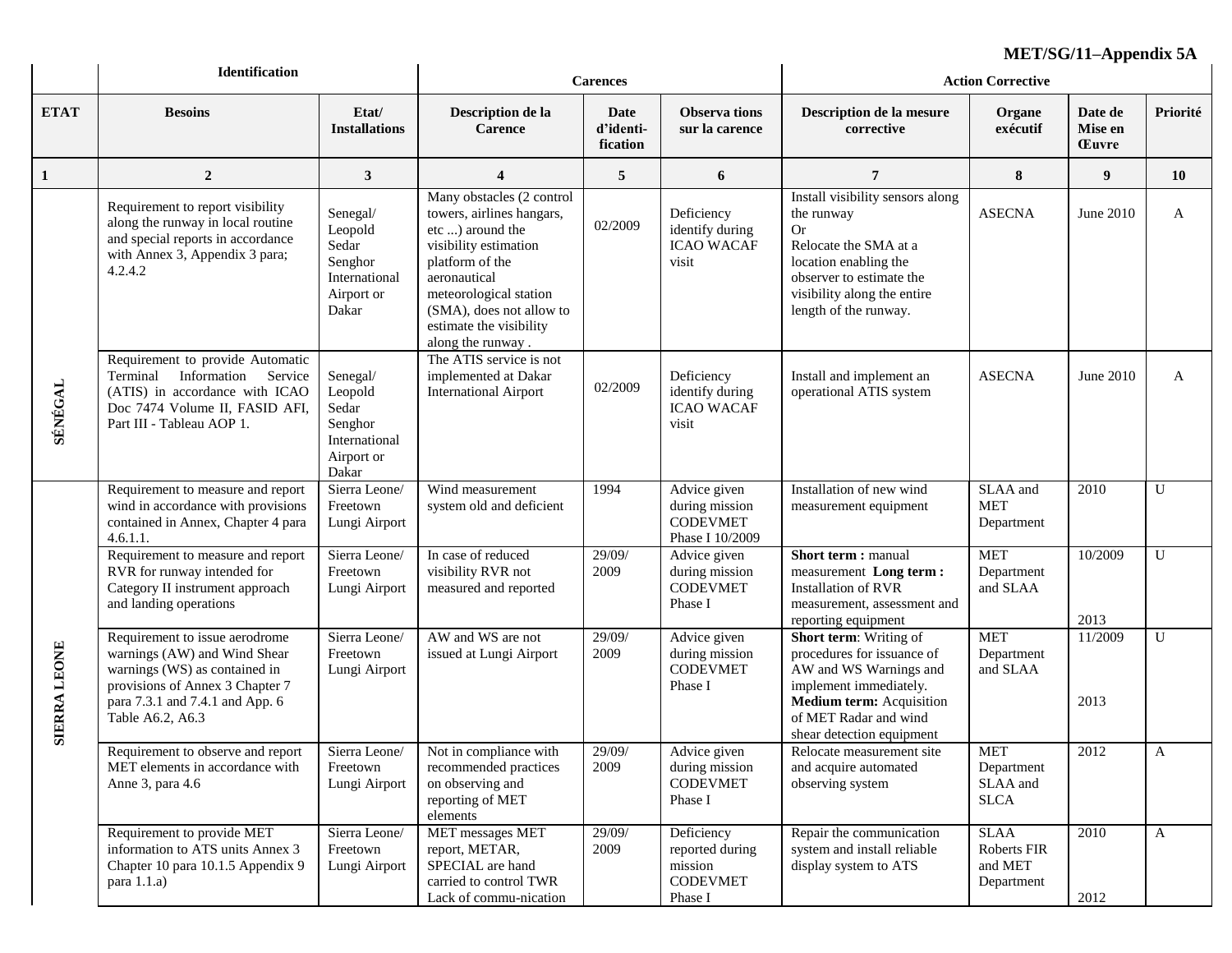**MET/SG/11–Appendix 5A**

| | Identification | | Carences | | | Action Corrective | | | |
|---|---|---|---|---|---|---|---|---|---|
| **ETAT** | **Besoins** | **Etat/ Installations** | **Description de la Carence** | **Date d'identi-fication** | **Observa tions sur la carence** | **Description de la mesure corrective** | **Organe exécutif** | **Date de Mise en Œuvre** | **Priorité** |
| **1** | **2** | **3** | **4** | **5** | **6** | **7** | **8** | **9** | **10** |
| **SÉNÉGAL** | Requirement to report visibility along the runway in local routine and special reports in accordance with Annex 3, Appendix 3 para; 4.2.4.2 | Senegal/ Leopold Sedar Senghor International Airport or Dakar | Many obstacles (2 control towers, airlines hangars, etc ...) around the visibility estimation platform of the aeronautical meteorological station (SMA), does not allow to estimate the visibility along the runway . | 02/2009 | Deficiency identify during ICAO WACAF visit | Install visibility sensors along the runway Or Relocate the SMA at a location enabling the observer to estimate the visibility along the entire length of the runway. | ASECNA | June 2010 | A |
| | Requirement to provide Automatic Terminal Information Service (ATIS) in accordance with ICAO Doc 7474 Volume II, FASID AFI, Part III - Tableau AOP 1. | Senegal/ Leopold Sedar Senghor International Airport or Dakar | The ATIS service is not implemented at Dakar International Airport | 02/2009 | Deficiency identify during ICAO WACAF visit | Install and implement an operational ATIS system | ASECNA | June 2010 | A |
| **SIERRA LEONE** | Requirement to measure and report wind in accordance with provisions contained in Annex, Chapter 4 para 4.6.1.1. | Sierra Leone/ Freetown Lungi Airport | Wind measurement system old and deficient | 1994 | Advice given during mission CODEVMET Phase I 10/2009 | Installation of new wind measurement equipment | SLAA and MET Department | 2010 | U |
| | Requirement to measure and report RVR for runway intended for Category II instrument approach and landing operations | Sierra Leone/ Freetown Lungi Airport | In case of reduced visibility RVR not measured and reported | 29/09/ 2009 | Advice given during mission CODEVMET Phase I | **Short term :** manual measurement **Long term :** Installation of RVR measurement, assessment and reporting equipment | MET Department and SLAA | 10/2009<br><br>2013 | U |
| | Requirement to issue aerodrome warnings (AW) and Wind Shear warnings (WS) as contained in provisions of Annex 3 Chapter 7 para 7.3.1 and 7.4.1 and App. 6 Table A6.2, A6.3 | Sierra Leone/ Freetown Lungi Airport | AW and WS are not issued at Lungi Airport | 29/09/ 2009 | Advice given during mission CODEVMET Phase I | **Short term**: Writing of procedures for issuance of AW and WS Warnings and implement immediately. **Medium term:** Acquisition of MET Radar and wind shear detection equipment | MET Department and SLAA | 11/2009<br><br>2013 | U |
| | Requirement to observe and report MET elements in accordance with Anne 3, para 4.6 | Sierra Leone/ Freetown Lungi Airport | Not in compliance with recommended practices on observing and reporting of MET elements | 29/09/ 2009 | Advice given during mission CODEVMET Phase I | Relocate measurement site and acquire automated observing system | MET Department SLAA and SLCA | 2012 | A |
| | Requirement to provide MET information to ATS units Annex 3 Chapter 10 para 10.1.5 Appendix 9 para 1.1.a) | Sierra Leone/ Freetown Lungi Airport | MET messages MET report, METAR, SPECIAL are hand carried to control TWR Lack of commu-nication | 29/09/ 2009 | Deficiency reported during mission CODEVMET Phase I | Repair the communication system and install reliable display system to ATS | SLAA Roberts FIR and MET Department | 2010<br><br>2012 | A |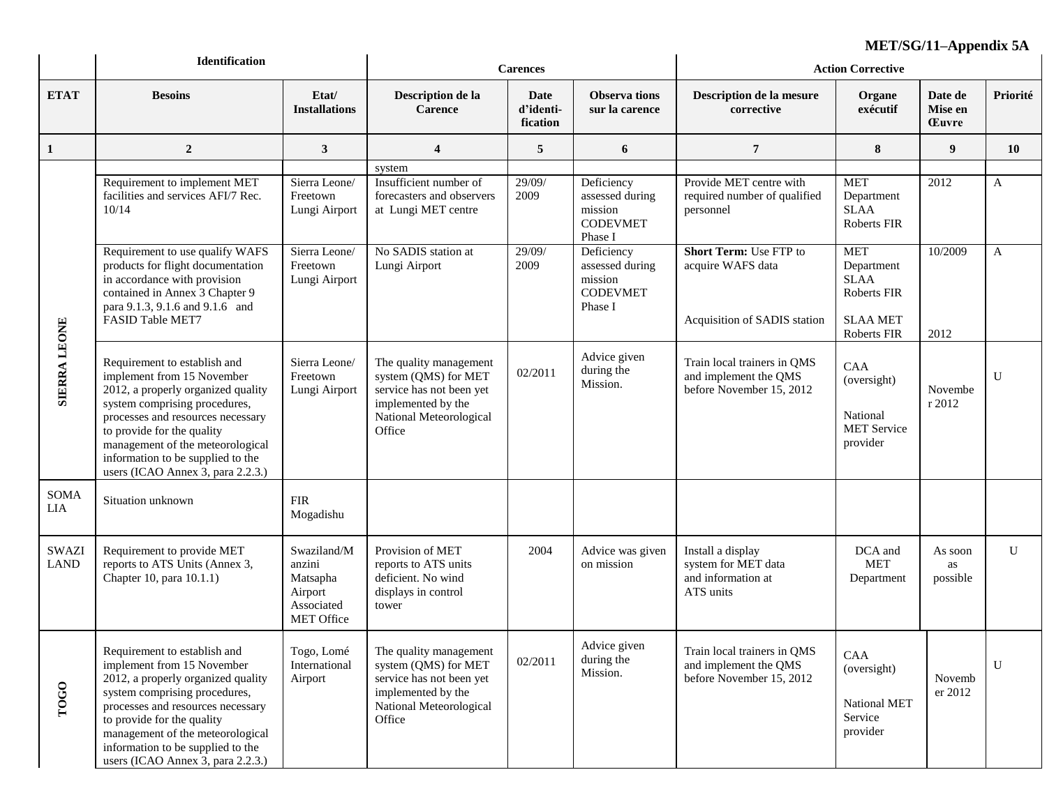| | Identification | | Carences | | | Action Corrective | | | |
|---|---|---|---|---|---|---|---|---|---|
| **ETAT** | **Besoins** | **Etat/ Installations** | **Description de la Carence** | **Date d'identi-fication** | **Observa tions sur la carence** | **Description de la mesure corrective** | **Organe exécutif** | **Date de Mise en Œuvre** | **Priorité** |
| **1** | **2** | **3** | **4** | **5** | **6** | **7** | **8** | **9** | **10** |
| | | | system | | | | | | |
| **SIERRA LEONE** | Requirement to implement MET facilities and services AFI/7 Rec. 10/14 | Sierra Leone/ Freetown Lungi Airport | Insufficient number of forecasters and observers at Lungi MET centre | 29/09/ 2009 | Deficiency assessed during mission CODEVMET Phase I | Provide MET centre with required number of qualified personnel | MET Department SLAA Roberts FIR | 2012 | A |
| | Requirement to use qualify WAFS products for flight documentation in accordance with provision contained in Annex 3 Chapter 9 para 9.1.3, 9.1.6 and 9.1.6 and FASID Table MET7 | Sierra Leone/ Freetown Lungi Airport | No SADIS station at Lungi Airport | 29/09/ 2009 | Deficiency assessed during mission CODEVMET Phase I | **Short Term:** Use FTP to acquire WAFS data<br><br>Acquisition of SADIS station | MET Department SLAA Roberts FIR<br><br>SLAA MET Roberts FIR | 10/2009<br><br>2012 | A |
| | Requirement to establish and implement from 15 November 2012, a properly organized quality system comprising procedures, processes and resources necessary to provide for the quality management of the meteorological information to be supplied to the users (ICAO Annex 3, para 2.2.3.) | Sierra Leone/ Freetown Lungi Airport | The quality management system (QMS) for MET service has not been yet implemented by the National Meteorological Office | 02/2011 | Advice given during the Mission. | Train local trainers in QMS and implement the QMS before November 15, 2012 | CAA (oversight)<br><br>National MET Service provider | Novembe r 2012 | U |
| SOMA LIA | Situation unknown | FIR Mogadishu | | | | | | | |
| SWAZI LAND | Requirement to provide MET reports to ATS Units (Annex 3, Chapter 10, para 10.1.1) | Swaziland/M anzini Matsapha Airport Associated MET Office | Provision of MET reports to ATS units deficient. No wind displays in control tower | 2004 | Advice was given on mission | Install a display system for MET data and information at ATS units | DCA and MET Department | As soon as possible | U |
| **TOGO** | Requirement to establish and implement from 15 November 2012, a properly organized quality system comprising procedures, processes and resources necessary to provide for the quality management of the meteorological information to be supplied to the users (ICAO Annex 3, para 2.2.3.) | Togo, Lomé International Airport | The quality management system (QMS) for MET service has not been yet implemented by the National Meteorological Office | 02/2011 | Advice given during the Mission. | Train local trainers in QMS and implement the QMS before November 15, 2012 | CAA (oversight)<br><br>National MET Service provider | Novemb er 2012 | U |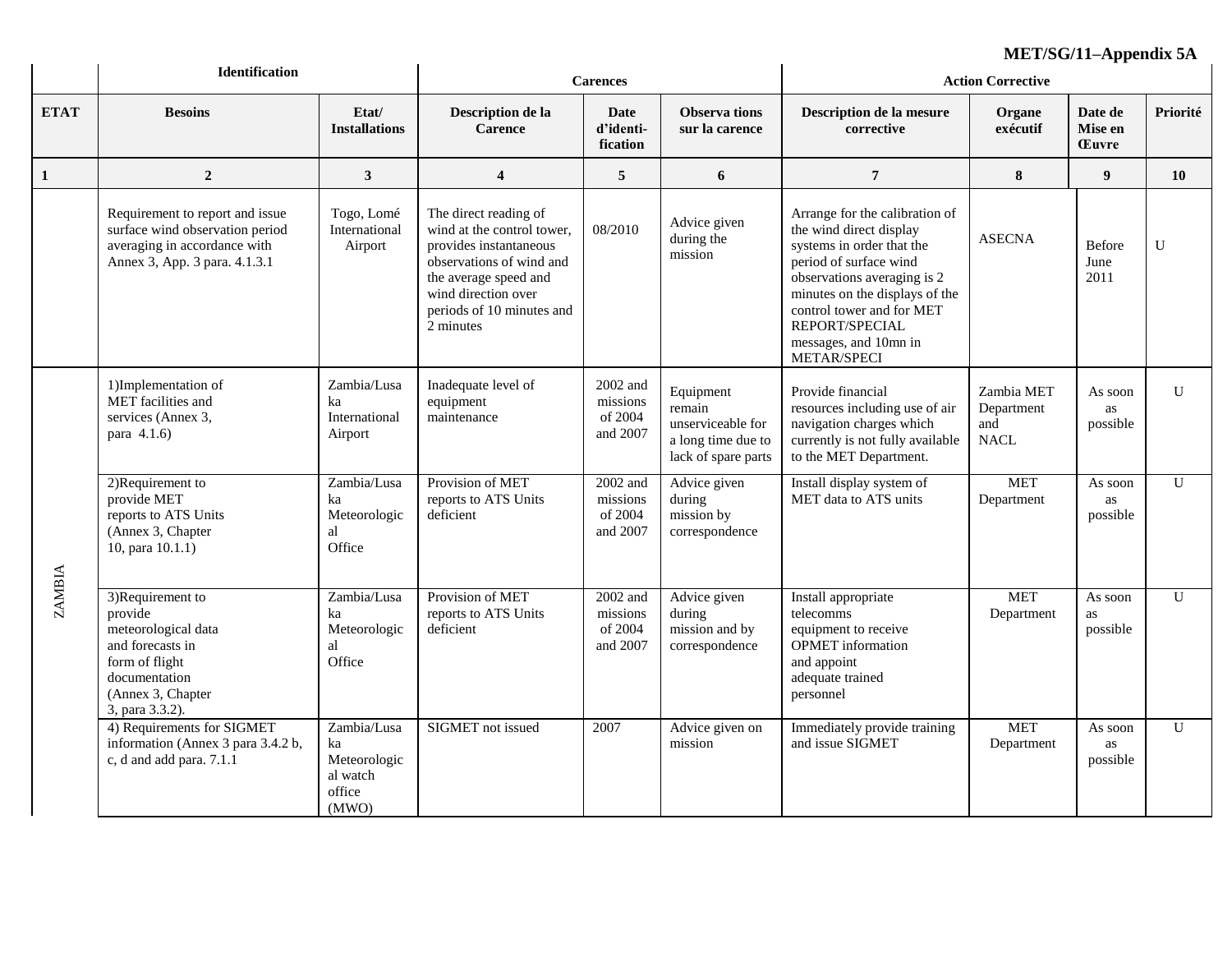**MET/SG/11–Appendix 5A**

| | Identification | | Carences | | | Action Corrective | | | |
|---|---|---|---|---|---|---|---|---|---|
| **ETAT** | **Besoins** | **Etat/ Installations** | **Description de la Carence** | **Date d'identi-fication** | **Observa tions sur la carence** | **Description de la mesure corrective** | **Organe exécutif** | **Date de Mise en Œuvre** | **Priorité** |
| **1** | **2** | **3** | **4** | **5** | **6** | **7** | **8** | **9** | **10** |
| | Requirement to report and issue surface wind observation period averaging in accordance with Annex 3, App. 3 para. 4.1.3.1 | Togo, Lomé International Airport | The direct reading of wind at the control tower, provides instantaneous observations of wind and the average speed and wind direction over periods of 10 minutes and 2 minutes | 08/2010 | Advice given during the mission | Arrange for the calibration of the wind direct display systems in order that the period of surface wind observations averaging is 2 minutes on the displays of the control tower and for MET REPORT/SPECIAL messages, and 10mn in METAR/SPECI | ASECNA | Before June 2011 | U |
| ZAMBIA | 1)Implementation of MET facilities and services (Annex 3, para 4.1.6) | Zambia/Lusaka International Airport | Inadequate level of equipment maintenance | 2002 and missions of 2004 and 2007 | Equipment remain unserviceable for a long time due to lack of spare parts | Provide financial resources including use of air navigation charges which currently is not fully available to the MET Department. | Zambia MET Department and NACL | As soon as possible | U |
| | 2)Requirement to provide MET reports to ATS Units (Annex 3, Chapter 10, para 10.1.1) | Zambia/Lusaka Meteorological Office | Provision of MET reports to ATS Units deficient | 2002 and missions of 2004 and 2007 | Advice given during mission by correspondence | Install display system of MET data to ATS units | MET Department | As soon as possible | U |
| | 3)Requirement to provide meteorological data and forecasts in form of flight documentation (Annex 3, Chapter 3, para 3.3.2). | Zambia/Lusaka Meteorological Office | Provision of MET reports to ATS Units deficient | 2002 and missions of 2004 and 2007 | Advice given during mission and by correspondence | Install appropriate telecomms equipment to receive OPMET information and appoint adequate trained personnel | MET Department | As soon as possible | U |
| | 4) Requirements for SIGMET information (Annex 3 para 3.4.2 b, c, d and add para. 7.1.1 | Zambia/Lusaka Meteorological watch office (MWO) | SIGMET not issued | 2007 | Advice given on mission | Immediately provide training and issue SIGMET | MET Department | As soon as possible | U |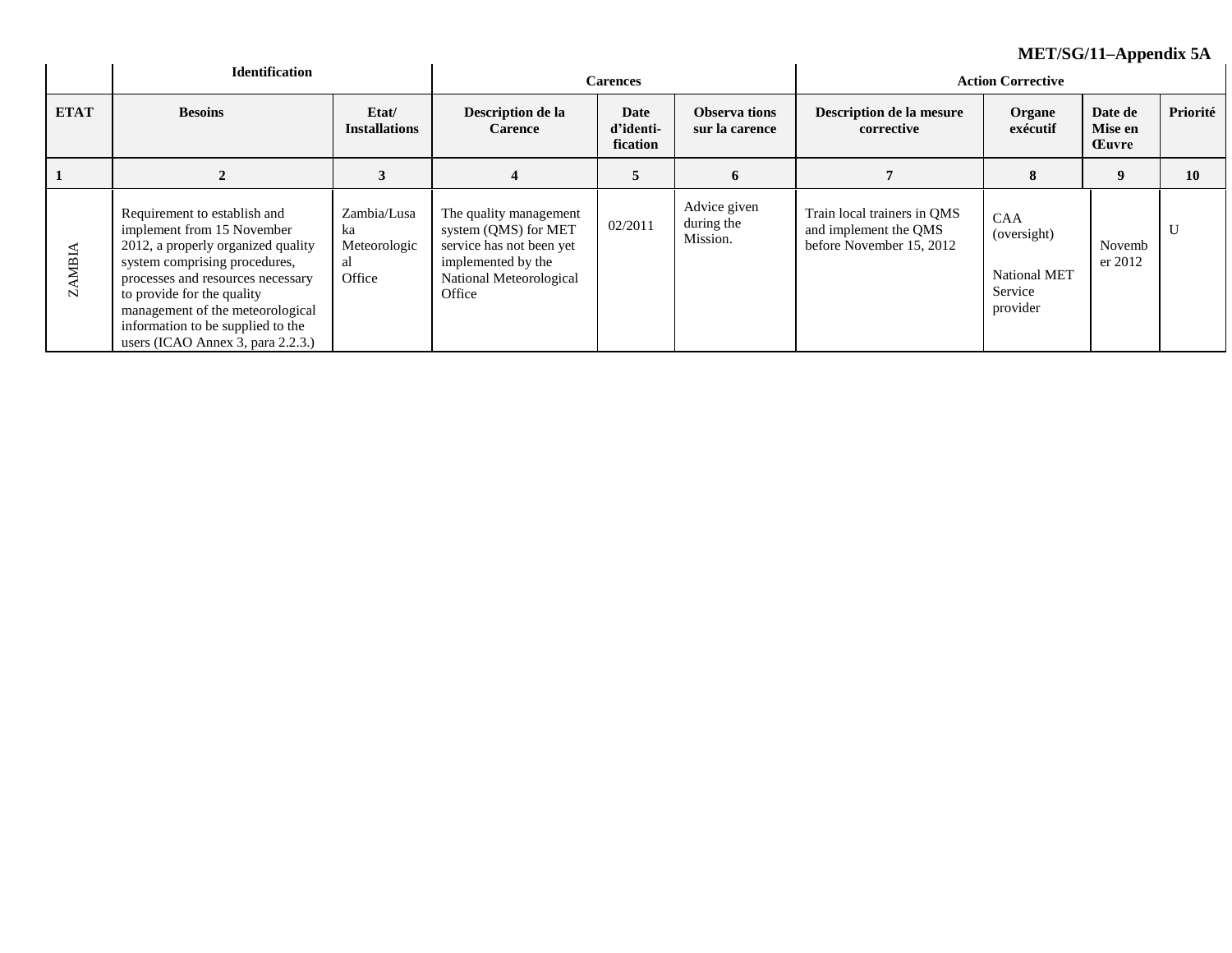**MET/SG/11–Appendix 5A**

| | Identification | | Carences | | | Action Corrective | | | |
|---|---|---|---|---|---|---|---|---|---|
| **ETAT** | **Besoins** | **Etat/ Installations** | **Description de la Carence** | **Date d'identi-fication** | **Observa tions sur la carence** | **Description de la mesure corrective** | **Organe exécutif** | **Date de Mise en Œuvre** | **Priorité** |
| **1** | **2** | **3** | **4** | **5** | **6** | **7** | **8** | **9** | **10** |
| ZAMBIA | Requirement to establish and implement from 15 November 2012, a properly organized quality system comprising procedures, processes and resources necessary to provide for the quality management of the meteorological information to be supplied to the users (ICAO Annex 3, para 2.2.3.) | Zambia/Lusaka Meteorological Office | The quality management system (QMS) for MET service has not been yet implemented by the National Meteorological Office | 02/2011 | Advice given during the Mission. | Train local trainers in QMS and implement the QMS before November 15, 2012 | CAA (oversight)<br><br>National MET Service provider | November 2012 | U |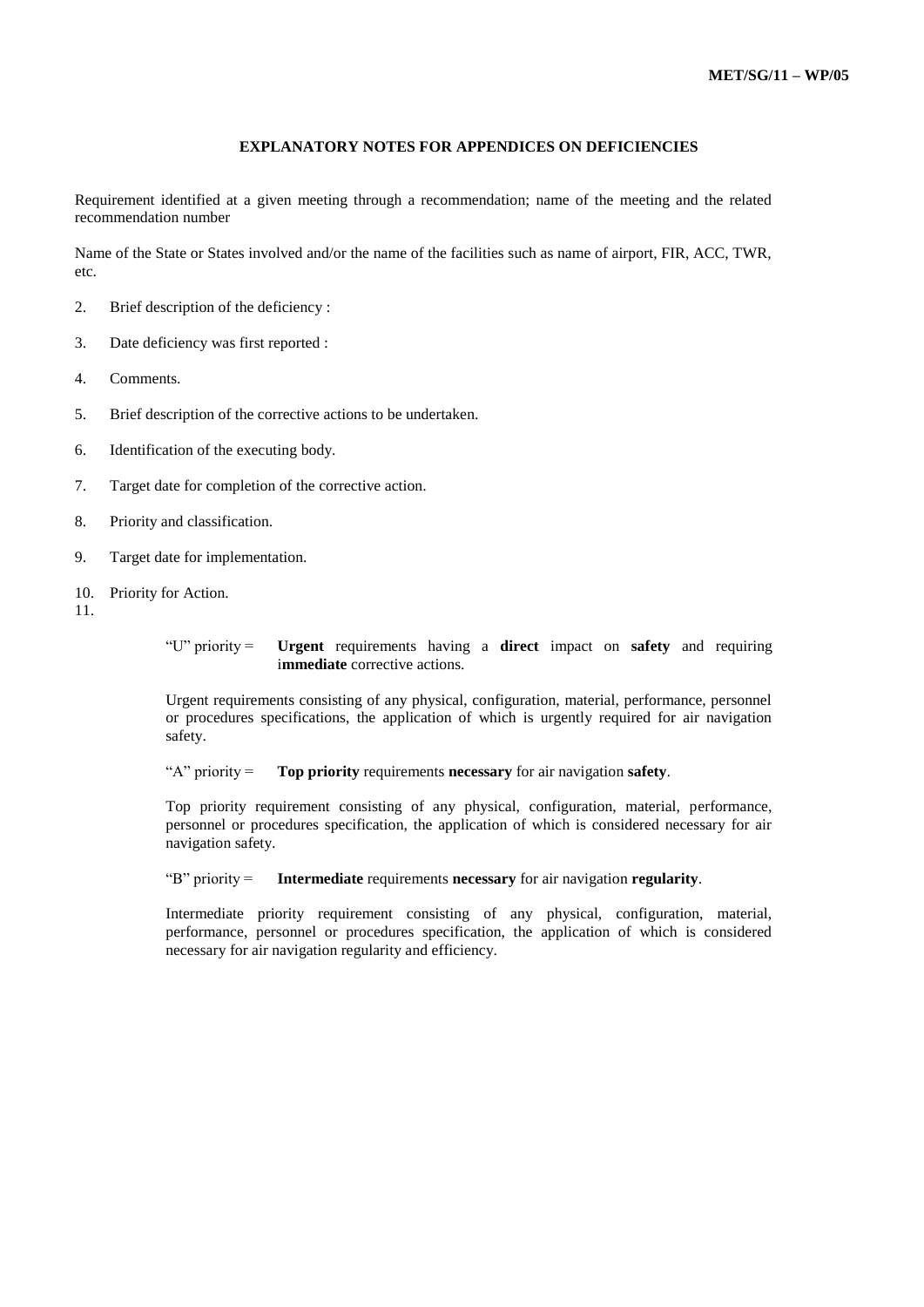**EXPLANATORY NOTES FOR APPENDICES ON DEFICIENCIES**

Requirement identified at a given meeting through a recommendation; name of the meeting and the related recommendation number

Name of the State or States involved and/or the name of the facilities such as name of airport, FIR, ACC, TWR, etc.

2. Brief description of the deficiency :

3. Date deficiency was first reported :

4. Comments.

5. Brief description of the corrective actions to be undertaken.

6. Identification of the executing body.

7. Target date for completion of the corrective action.

8. Priority and classification.

9. Target date for implementation.

10. Priority for Action.

11.

> "U" priority = **Urgent** requirements having a **direct** impact on **safety** and requiring i**mmediate** corrective actions.
>
> Urgent requirements consisting of any physical, configuration, material, performance, personnel or procedures specifications, the application of which is urgently required for air navigation safety.
>
> "A" priority = **Top priority** requirements **necessary** for air navigation **safety**.
>
> Top priority requirement consisting of any physical, configuration, material, performance, personnel or procedures specification, the application of which is considered necessary for air navigation safety.
>
> "B" priority = **Intermediate** requirements **necessary** for air navigation **regularity**.
>
> Intermediate priority requirement consisting of any physical, configuration, material, performance, personnel or procedures specification, the application of which is considered necessary for air navigation regularity and efficiency.